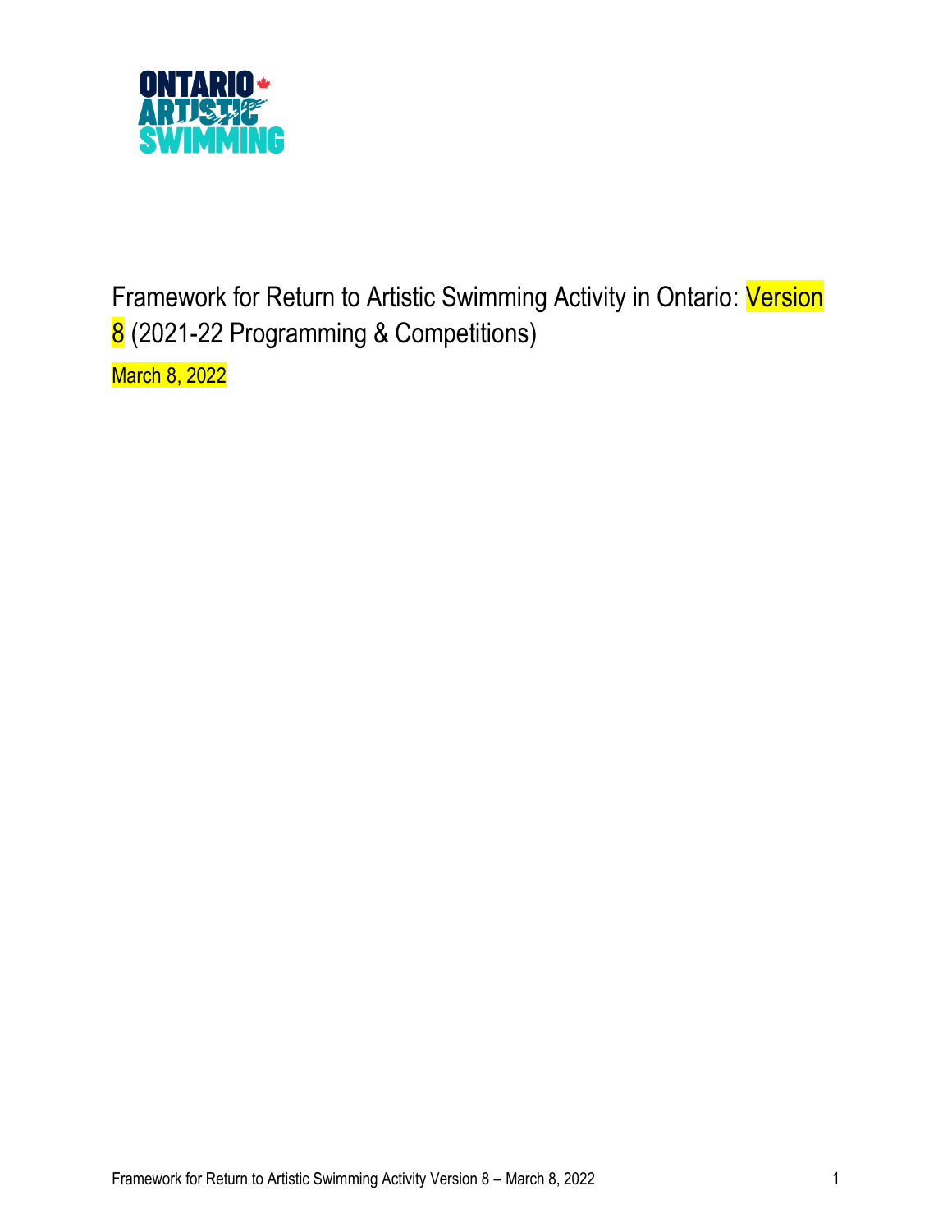# Framework for Return to Artistic Swimming Activity in Ontario: Version 8 (2021-22 Programming & Competitions)

March 8, 2022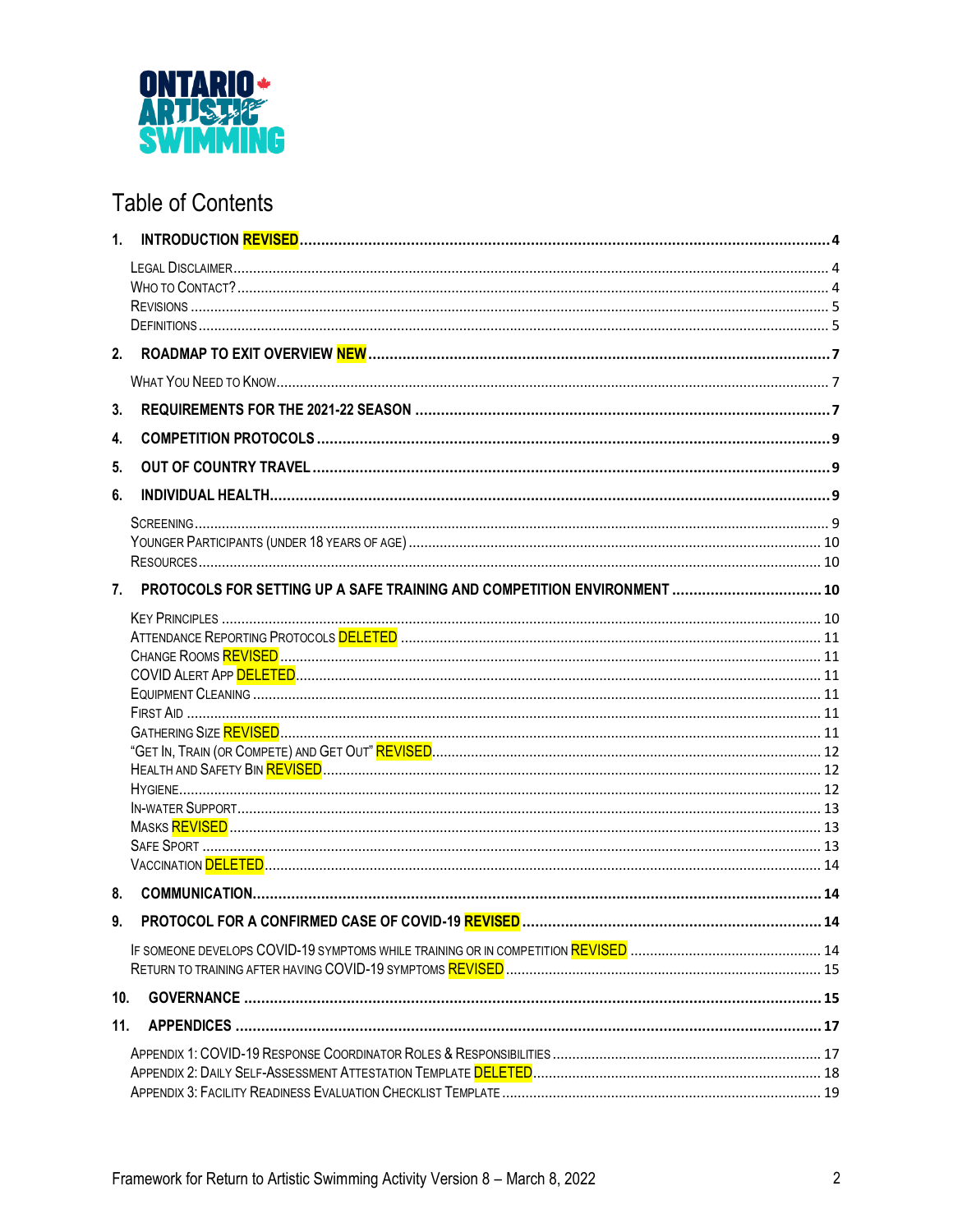# Table of Contents

1. **INTRODUCTION REVISED** .......... 4
   - Legal Disclaimer .......... 4
   - Who to Contact? .......... 4
   - Revisions .......... 5
   - Definitions .......... 5
2. **ROADMAP TO EXIT OVERVIEW NEW** .......... 7
   - What You Need to Know .......... 7
3. **REQUIREMENTS FOR THE 2021-22 SEASON** .......... 7
4. **COMPETITION PROTOCOLS** .......... 9
5. **OUT OF COUNTRY TRAVEL** .......... 9
6. **INDIVIDUAL HEALTH** .......... 9
   - Screening .......... 9
   - Younger Participants (under 18 years of age) .......... 10
   - Resources .......... 10
7. **PROTOCOLS FOR SETTING UP A SAFE TRAINING AND COMPETITION ENVIRONMENT** .......... 10
   - Key Principles .......... 10
   - Attendance Reporting Protocols DELETED .......... 11
   - Change Rooms REVISED .......... 11
   - COVID Alert App DELETED .......... 11
   - Equipment Cleaning .......... 11
   - First Aid .......... 11
   - Gathering Size REVISED .......... 11
   - "Get In, Train (or Compete) and Get Out" REVISED .......... 12
   - Health and Safety Bin REVISED .......... 12
   - Hygiene .......... 12
   - In-water Support .......... 13
   - Masks REVISED .......... 13
   - Safe Sport .......... 13
   - Vaccination DELETED .......... 14
8. **COMMUNICATION** .......... 14
9. **PROTOCOL FOR A CONFIRMED CASE OF COVID-19 REVISED** .......... 14
   - If someone develops COVID-19 symptoms while training or in competition REVISED .......... 14
   - Return to training after having COVID-19 symptoms REVISED .......... 15
10. **GOVERNANCE** .......... 15
11. **APPENDICES** .......... 17
    - Appendix 1: COVID-19 Response Coordinator Roles & Responsibilities .......... 17
    - Appendix 2: Daily Self-Assessment Attestation Template DELETED .......... 18
    - Appendix 3: Facility Readiness Evaluation Checklist Template .......... 19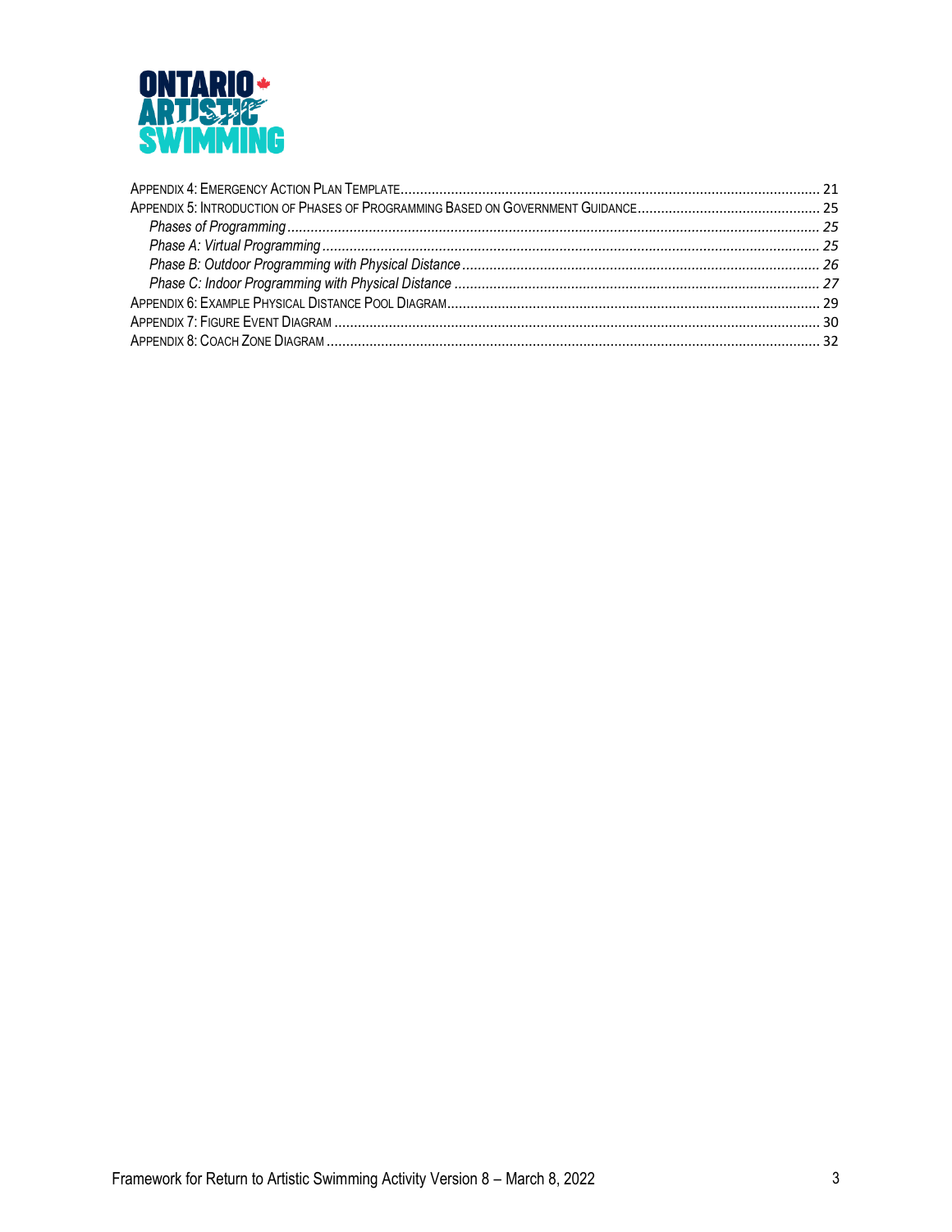Appendix 4: Emergency Action Plan Template ..... 21
Appendix 5: Introduction of Phases of Programming Based on Government Guidance ..... 25
*Phases of Programming ..... 25*
*Phase A: Virtual Programming ..... 25*
*Phase B: Outdoor Programming with Physical Distance ..... 26*
*Phase C: Indoor Programming with Physical Distance ..... 27*
Appendix 6: Example Physical Distance Pool Diagram ..... 29
Appendix 7: Figure Event Diagram ..... 30
Appendix 8: Coach Zone Diagram ..... 32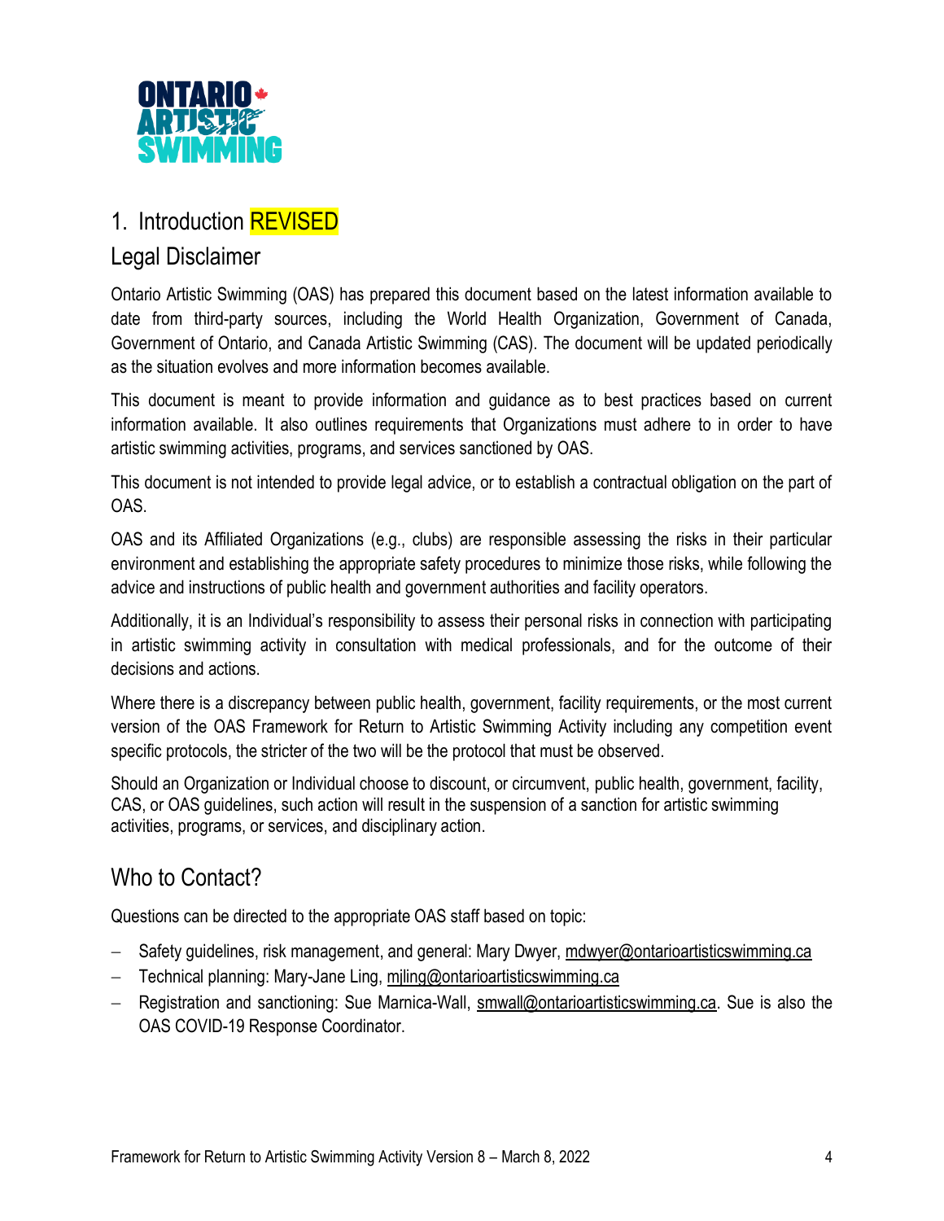# 1. Introduction REVISED

## Legal Disclaimer

Ontario Artistic Swimming (OAS) has prepared this document based on the latest information available to date from third-party sources, including the World Health Organization, Government of Canada, Government of Ontario, and Canada Artistic Swimming (CAS). The document will be updated periodically as the situation evolves and more information becomes available.

This document is meant to provide information and guidance as to best practices based on current information available. It also outlines requirements that Organizations must adhere to in order to have artistic swimming activities, programs, and services sanctioned by OAS.

This document is not intended to provide legal advice, or to establish a contractual obligation on the part of OAS.

OAS and its Affiliated Organizations (e.g., clubs) are responsible assessing the risks in their particular environment and establishing the appropriate safety procedures to minimize those risks, while following the advice and instructions of public health and government authorities and facility operators.

Additionally, it is an Individual's responsibility to assess their personal risks in connection with participating in artistic swimming activity in consultation with medical professionals, and for the outcome of their decisions and actions.

Where there is a discrepancy between public health, government, facility requirements, or the most current version of the OAS Framework for Return to Artistic Swimming Activity including any competition event specific protocols, the stricter of the two will be the protocol that must be observed.

Should an Organization or Individual choose to discount, or circumvent, public health, government, facility, CAS, or OAS guidelines, such action will result in the suspension of a sanction for artistic swimming activities, programs, or services, and disciplinary action.

## Who to Contact?

Questions can be directed to the appropriate OAS staff based on topic:

- Safety guidelines, risk management, and general: Mary Dwyer, mdwyer@ontarioartisticswimming.ca
- Technical planning: Mary-Jane Ling, mjling@ontarioartisticswimming.ca
- Registration and sanctioning: Sue Marnica-Wall, smwall@ontarioartisticswimming.ca. Sue is also the OAS COVID-19 Response Coordinator.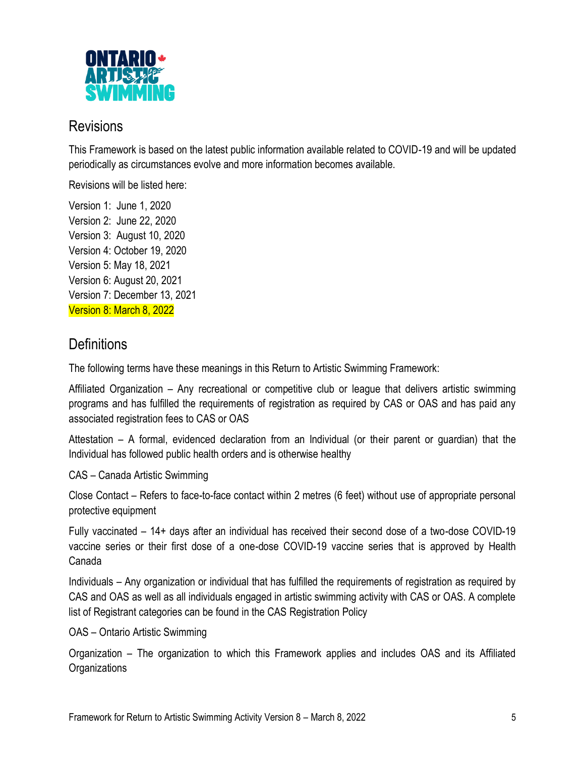## Revisions

This Framework is based on the latest public information available related to COVID-19 and will be updated periodically as circumstances evolve and more information becomes available.

Revisions will be listed here:

Version 1: June 1, 2020
Version 2: June 22, 2020
Version 3: August 10, 2020
Version 4: October 19, 2020
Version 5: May 18, 2021
Version 6: August 20, 2021
Version 7: December 13, 2021
Version 8: March 8, 2022

## Definitions

The following terms have these meanings in this Return to Artistic Swimming Framework:

Affiliated Organization – Any recreational or competitive club or league that delivers artistic swimming programs and has fulfilled the requirements of registration as required by CAS or OAS and has paid any associated registration fees to CAS or OAS

Attestation – A formal, evidenced declaration from an Individual (or their parent or guardian) that the Individual has followed public health orders and is otherwise healthy

CAS – Canada Artistic Swimming

Close Contact – Refers to face-to-face contact within 2 metres (6 feet) without use of appropriate personal protective equipment

Fully vaccinated – 14+ days after an individual has received their second dose of a two-dose COVID-19 vaccine series or their first dose of a one-dose COVID-19 vaccine series that is approved by Health Canada

Individuals – Any organization or individual that has fulfilled the requirements of registration as required by CAS and OAS as well as all individuals engaged in artistic swimming activity with CAS or OAS. A complete list of Registrant categories can be found in the CAS Registration Policy

OAS – Ontario Artistic Swimming

Organization – The organization to which this Framework applies and includes OAS and its Affiliated Organizations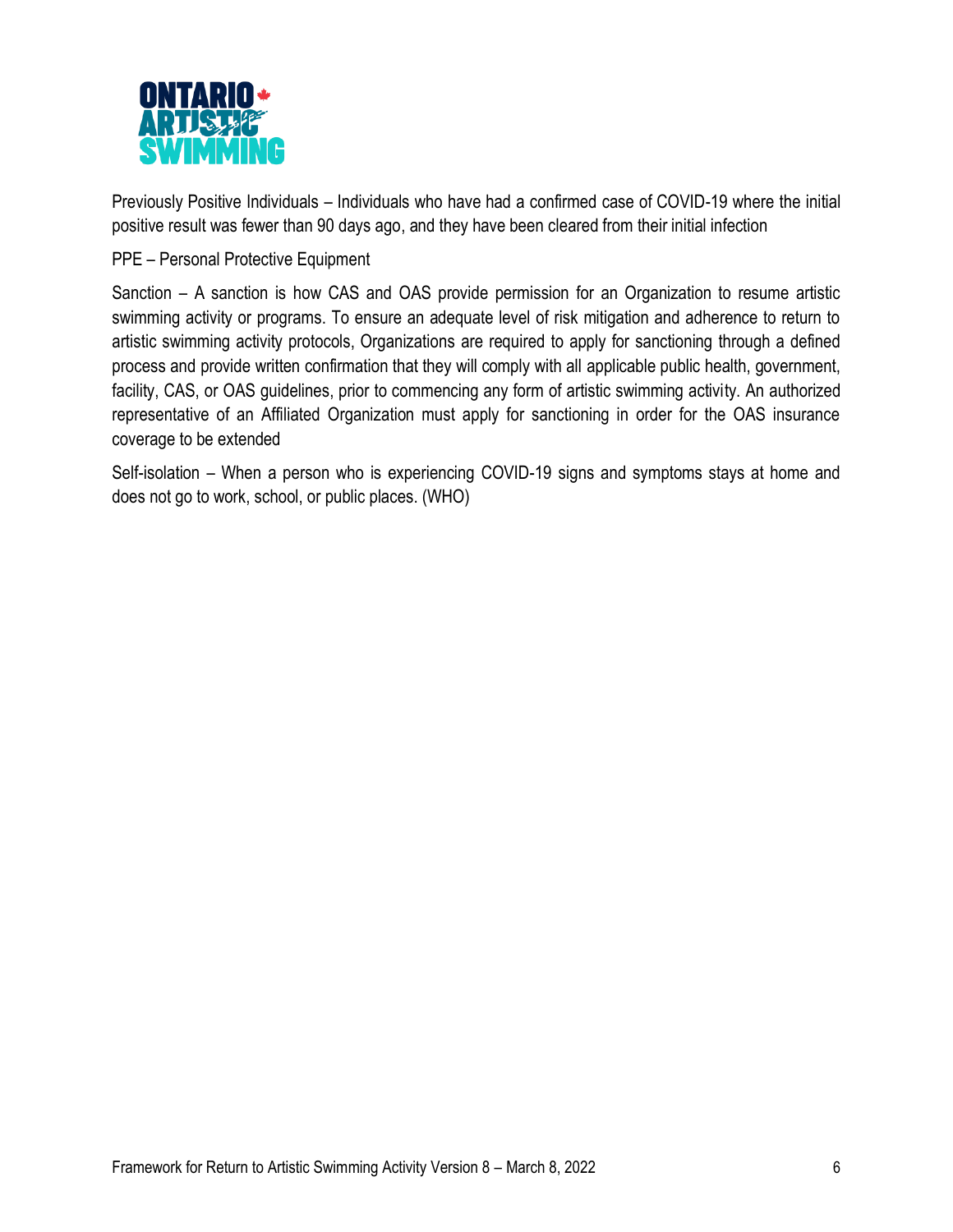Previously Positive Individuals – Individuals who have had a confirmed case of COVID-19 where the initial positive result was fewer than 90 days ago, and they have been cleared from their initial infection

PPE – Personal Protective Equipment

Sanction – A sanction is how CAS and OAS provide permission for an Organization to resume artistic swimming activity or programs. To ensure an adequate level of risk mitigation and adherence to return to artistic swimming activity protocols, Organizations are required to apply for sanctioning through a defined process and provide written confirmation that they will comply with all applicable public health, government, facility, CAS, or OAS guidelines, prior to commencing any form of artistic swimming activity. An authorized representative of an Affiliated Organization must apply for sanctioning in order for the OAS insurance coverage to be extended

Self-isolation – When a person who is experiencing COVID-19 signs and symptoms stays at home and does not go to work, school, or public places. (WHO)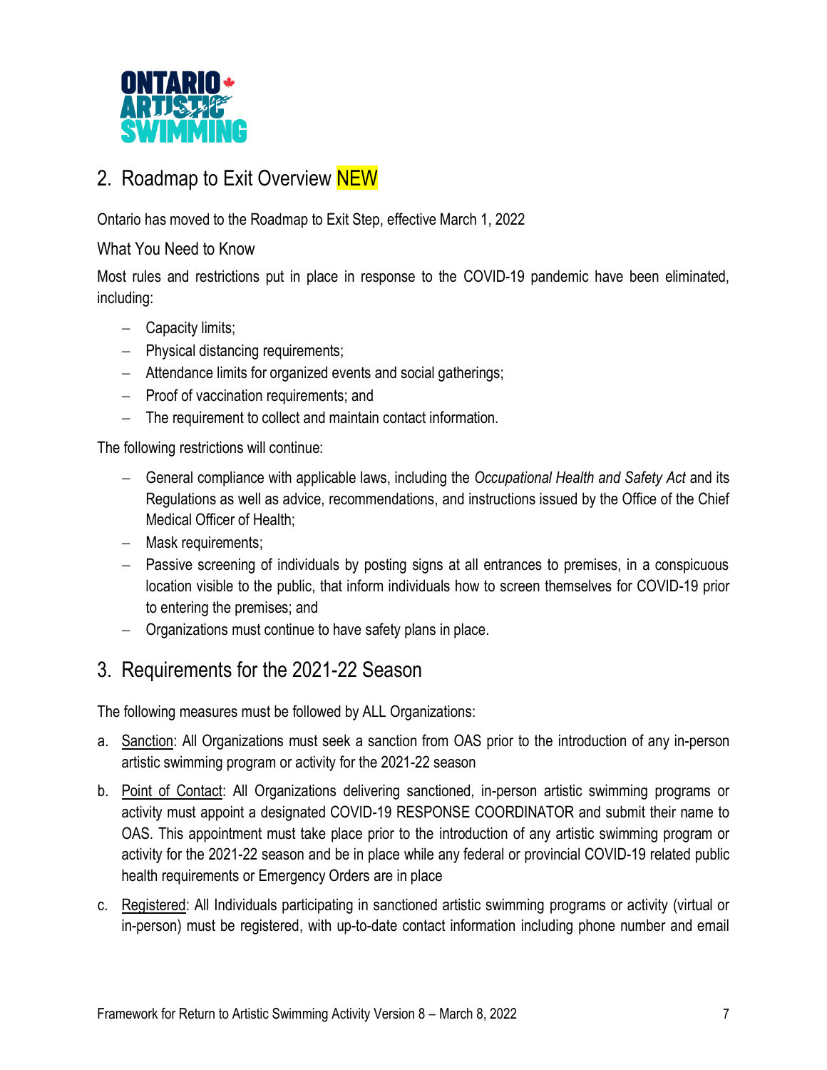## 2. Roadmap to Exit Overview NEW

Ontario has moved to the Roadmap to Exit Step, effective March 1, 2022

### What You Need to Know

Most rules and restrictions put in place in response to the COVID-19 pandemic have been eliminated, including:

- Capacity limits;
- Physical distancing requirements;
- Attendance limits for organized events and social gatherings;
- Proof of vaccination requirements; and
- The requirement to collect and maintain contact information.

The following restrictions will continue:

- General compliance with applicable laws, including the *Occupational Health and Safety Act* and its Regulations as well as advice, recommendations, and instructions issued by the Office of the Chief Medical Officer of Health;
- Mask requirements;
- Passive screening of individuals by posting signs at all entrances to premises, in a conspicuous location visible to the public, that inform individuals how to screen themselves for COVID-19 prior to entering the premises; and
- Organizations must continue to have safety plans in place.

## 3. Requirements for the 2021-22 Season

The following measures must be followed by ALL Organizations:

a. Sanction: All Organizations must seek a sanction from OAS prior to the introduction of any in-person artistic swimming program or activity for the 2021-22 season
b. Point of Contact: All Organizations delivering sanctioned, in-person artistic swimming programs or activity must appoint a designated COVID-19 RESPONSE COORDINATOR and submit their name to OAS. This appointment must take place prior to the introduction of any artistic swimming program or activity for the 2021-22 season and be in place while any federal or provincial COVID-19 related public health requirements or Emergency Orders are in place
c. Registered: All Individuals participating in sanctioned artistic swimming programs or activity (virtual or in-person) must be registered, with up-to-date contact information including phone number and email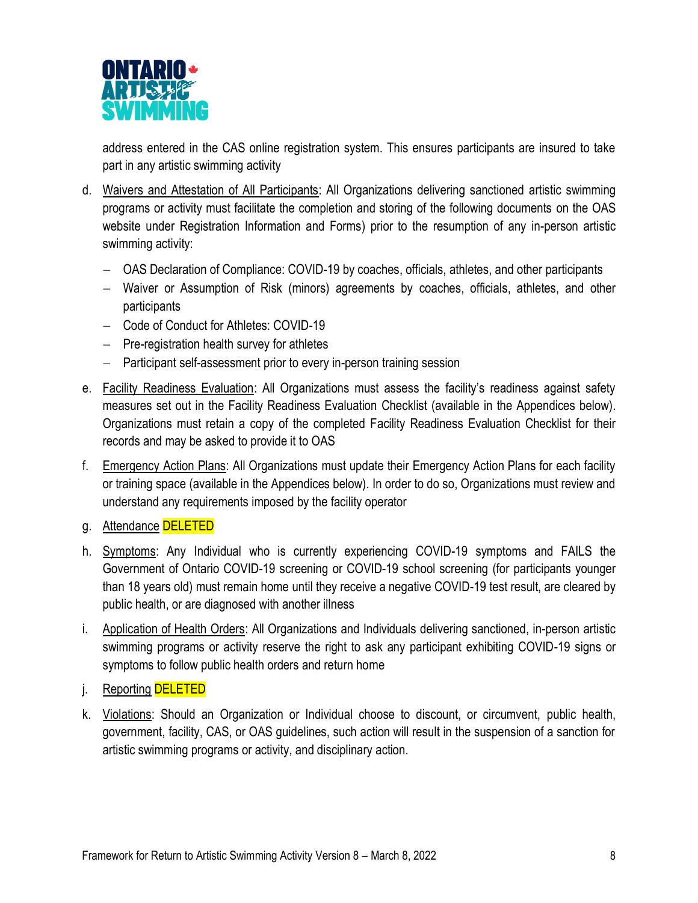address entered in the CAS online registration system. This ensures participants are insured to take part in any artistic swimming activity

d. Waivers and Attestation of All Participants: All Organizations delivering sanctioned artistic swimming programs or activity must facilitate the completion and storing of the following documents on the OAS website under Registration Information and Forms) prior to the resumption of any in-person artistic swimming activity:
   - OAS Declaration of Compliance: COVID-19 by coaches, officials, athletes, and other participants
   - Waiver or Assumption of Risk (minors) agreements by coaches, officials, athletes, and other participants
   - Code of Conduct for Athletes: COVID-19
   - Pre-registration health survey for athletes
   - Participant self-assessment prior to every in-person training session

e. Facility Readiness Evaluation: All Organizations must assess the facility's readiness against safety measures set out in the Facility Readiness Evaluation Checklist (available in the Appendices below). Organizations must retain a copy of the completed Facility Readiness Evaluation Checklist for their records and may be asked to provide it to OAS

f. Emergency Action Plans: All Organizations must update their Emergency Action Plans for each facility or training space (available in the Appendices below). In order to do so, Organizations must review and understand any requirements imposed by the facility operator

g. Attendance DELETED

h. Symptoms: Any Individual who is currently experiencing COVID-19 symptoms and FAILS the Government of Ontario COVID-19 screening or COVID-19 school screening (for participants younger than 18 years old) must remain home until they receive a negative COVID-19 test result, are cleared by public health, or are diagnosed with another illness

i. Application of Health Orders: All Organizations and Individuals delivering sanctioned, in-person artistic swimming programs or activity reserve the right to ask any participant exhibiting COVID-19 signs or symptoms to follow public health orders and return home

j. Reporting DELETED

k. Violations: Should an Organization or Individual choose to discount, or circumvent, public health, government, facility, CAS, or OAS guidelines, such action will result in the suspension of a sanction for artistic swimming programs or activity, and disciplinary action.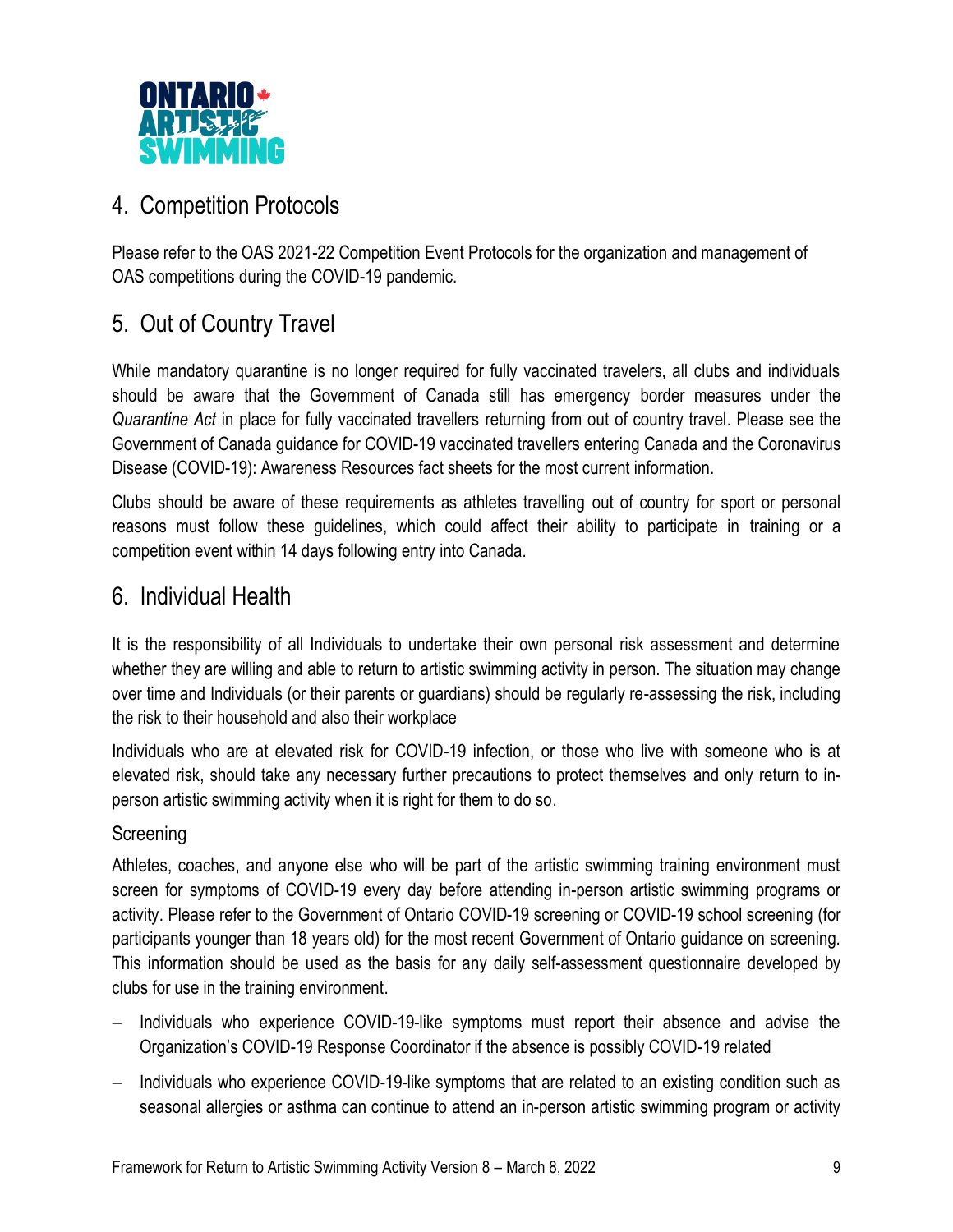## 4. Competition Protocols

Please refer to the OAS 2021-22 Competition Event Protocols for the organization and management of OAS competitions during the COVID-19 pandemic.

## 5. Out of Country Travel

While mandatory quarantine is no longer required for fully vaccinated travelers, all clubs and individuals should be aware that the Government of Canada still has emergency border measures under the *Quarantine Act* in place for fully vaccinated travellers returning from out of country travel. Please see the Government of Canada guidance for COVID-19 vaccinated travellers entering Canada and the Coronavirus Disease (COVID-19): Awareness Resources fact sheets for the most current information.

Clubs should be aware of these requirements as athletes travelling out of country for sport or personal reasons must follow these guidelines, which could affect their ability to participate in training or a competition event within 14 days following entry into Canada.

## 6. Individual Health

It is the responsibility of all Individuals to undertake their own personal risk assessment and determine whether they are willing and able to return to artistic swimming activity in person. The situation may change over time and Individuals (or their parents or guardians) should be regularly re-assessing the risk, including the risk to their household and also their workplace

Individuals who are at elevated risk for COVID-19 infection, or those who live with someone who is at elevated risk, should take any necessary further precautions to protect themselves and only return to in-person artistic swimming activity when it is right for them to do so.

### Screening

Athletes, coaches, and anyone else who will be part of the artistic swimming training environment must screen for symptoms of COVID-19 every day before attending in-person artistic swimming programs or activity. Please refer to the Government of Ontario COVID-19 screening or COVID-19 school screening (for participants younger than 18 years old) for the most recent Government of Ontario guidance on screening. This information should be used as the basis for any daily self-assessment questionnaire developed by clubs for use in the training environment.

- Individuals who experience COVID-19-like symptoms must report their absence and advise the Organization's COVID-19 Response Coordinator if the absence is possibly COVID-19 related
- Individuals who experience COVID-19-like symptoms that are related to an existing condition such as seasonal allergies or asthma can continue to attend an in-person artistic swimming program or activity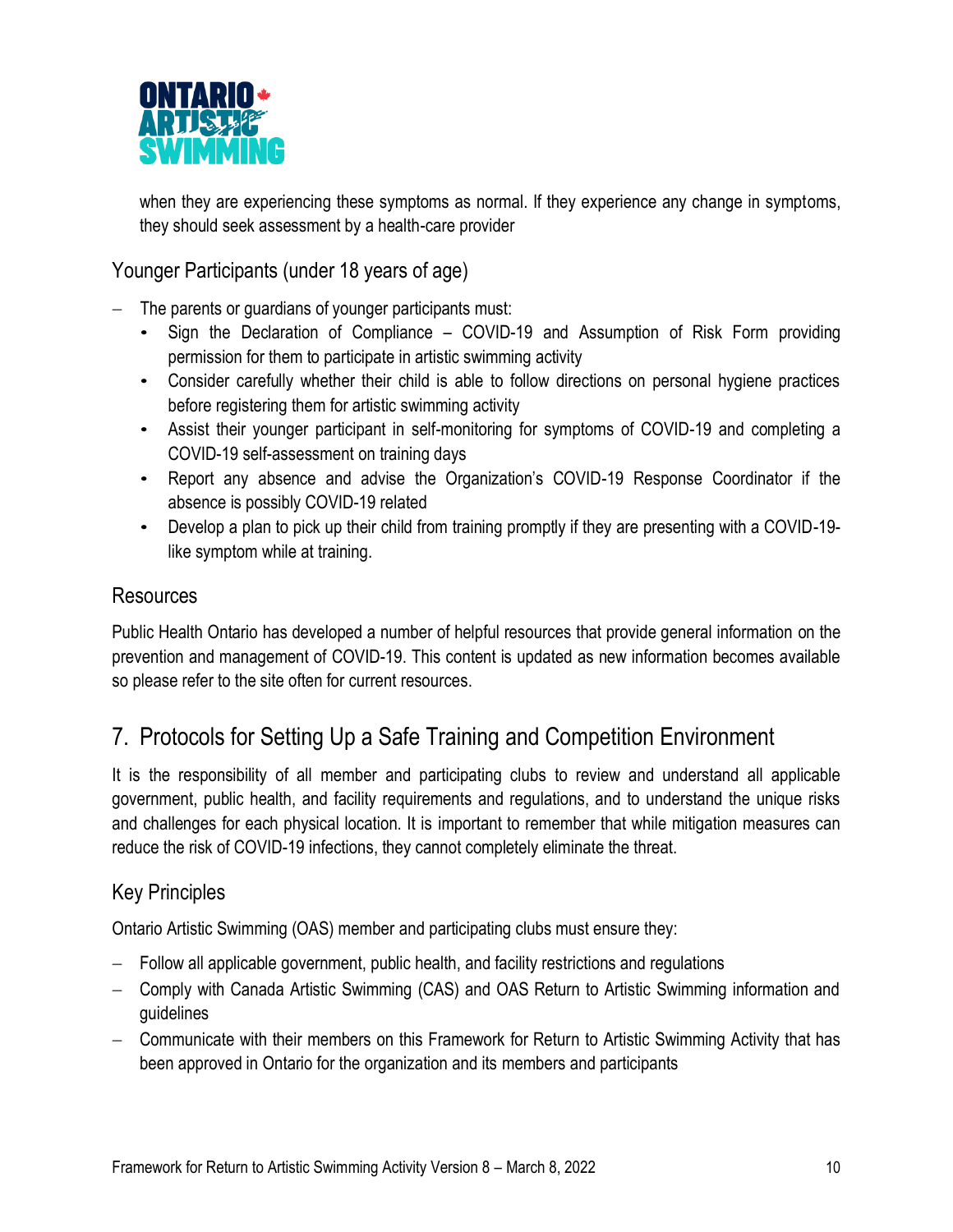when they are experiencing these symptoms as normal. If they experience any change in symptoms, they should seek assessment by a health-care provider

### Younger Participants (under 18 years of age)

- The parents or guardians of younger participants must:
  - Sign the Declaration of Compliance – COVID-19 and Assumption of Risk Form providing permission for them to participate in artistic swimming activity
  - Consider carefully whether their child is able to follow directions on personal hygiene practices before registering them for artistic swimming activity
  - Assist their younger participant in self-monitoring for symptoms of COVID-19 and completing a COVID-19 self-assessment on training days
  - Report any absence and advise the Organization's COVID-19 Response Coordinator if the absence is possibly COVID-19 related
  - Develop a plan to pick up their child from training promptly if they are presenting with a COVID-19-like symptom while at training.

### Resources

Public Health Ontario has developed a number of helpful resources that provide general information on the prevention and management of COVID-19. This content is updated as new information becomes available so please refer to the site often for current resources.

## 7. Protocols for Setting Up a Safe Training and Competition Environment

It is the responsibility of all member and participating clubs to review and understand all applicable government, public health, and facility requirements and regulations, and to understand the unique risks and challenges for each physical location. It is important to remember that while mitigation measures can reduce the risk of COVID-19 infections, they cannot completely eliminate the threat.

### Key Principles

Ontario Artistic Swimming (OAS) member and participating clubs must ensure they:

- Follow all applicable government, public health, and facility restrictions and regulations
- Comply with Canada Artistic Swimming (CAS) and OAS Return to Artistic Swimming information and guidelines
- Communicate with their members on this Framework for Return to Artistic Swimming Activity that has been approved in Ontario for the organization and its members and participants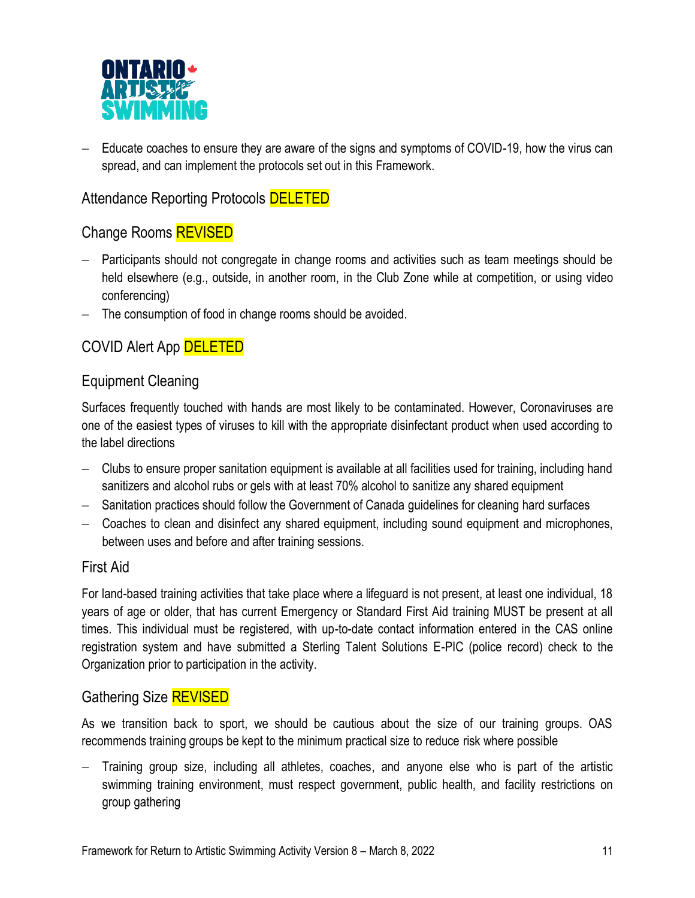- Educate coaches to ensure they are aware of the signs and symptoms of COVID-19, how the virus can spread, and can implement the protocols set out in this Framework.

## Attendance Reporting Protocols DELETED

## Change Rooms REVISED

- Participants should not congregate in change rooms and activities such as team meetings should be held elsewhere (e.g., outside, in another room, in the Club Zone while at competition, or using video conferencing)
- The consumption of food in change rooms should be avoided.

## COVID Alert App DELETED

## Equipment Cleaning

Surfaces frequently touched with hands are most likely to be contaminated. However, Coronaviruses are one of the easiest types of viruses to kill with the appropriate disinfectant product when used according to the label directions

- Clubs to ensure proper sanitation equipment is available at all facilities used for training, including hand sanitizers and alcohol rubs or gels with at least 70% alcohol to sanitize any shared equipment
- Sanitation practices should follow the Government of Canada guidelines for cleaning hard surfaces
- Coaches to clean and disinfect any shared equipment, including sound equipment and microphones, between uses and before and after training sessions.

## First Aid

For land-based training activities that take place where a lifeguard is not present, at least one individual, 18 years of age or older, that has current Emergency or Standard First Aid training MUST be present at all times. This individual must be registered, with up-to-date contact information entered in the CAS online registration system and have submitted a Sterling Talent Solutions E-PIC (police record) check to the Organization prior to participation in the activity.

## Gathering Size REVISED

As we transition back to sport, we should be cautious about the size of our training groups. OAS recommends training groups be kept to the minimum practical size to reduce risk where possible

- Training group size, including all athletes, coaches, and anyone else who is part of the artistic swimming training environment, must respect government, public health, and facility restrictions on group gathering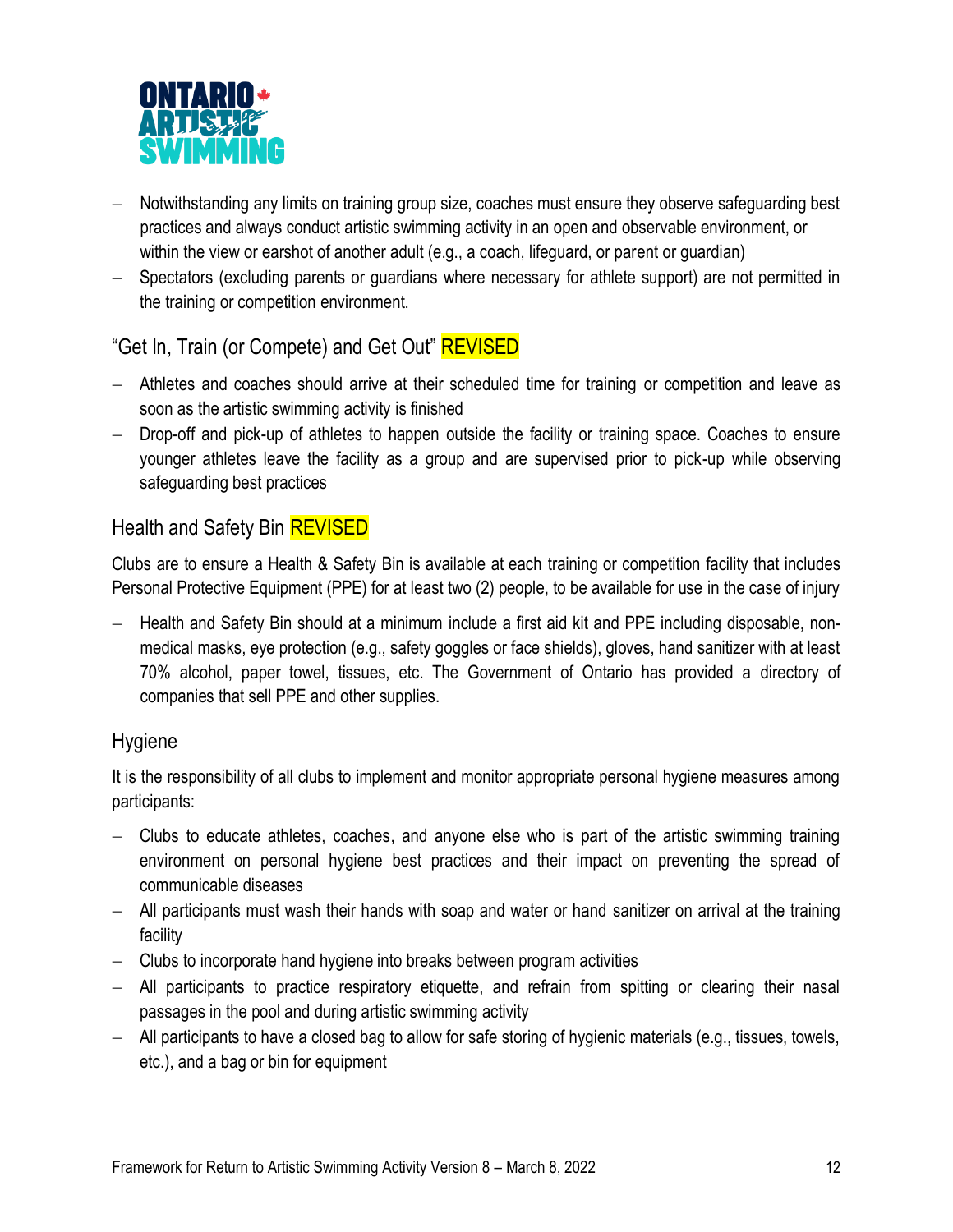- Notwithstanding any limits on training group size, coaches must ensure they observe safeguarding best practices and always conduct artistic swimming activity in an open and observable environment, or within the view or earshot of another adult (e.g., a coach, lifeguard, or parent or guardian)
- Spectators (excluding parents or guardians where necessary for athlete support) are not permitted in the training or competition environment.

## "Get In, Train (or Compete) and Get Out" REVISED

- Athletes and coaches should arrive at their scheduled time for training or competition and leave as soon as the artistic swimming activity is finished
- Drop-off and pick-up of athletes to happen outside the facility or training space. Coaches to ensure younger athletes leave the facility as a group and are supervised prior to pick-up while observing safeguarding best practices

## Health and Safety Bin REVISED

Clubs are to ensure a Health & Safety Bin is available at each training or competition facility that includes Personal Protective Equipment (PPE) for at least two (2) people, to be available for use in the case of injury

- Health and Safety Bin should at a minimum include a first aid kit and PPE including disposable, non-medical masks, eye protection (e.g., safety goggles or face shields), gloves, hand sanitizer with at least 70% alcohol, paper towel, tissues, etc. The Government of Ontario has provided a directory of companies that sell PPE and other supplies.

## Hygiene

It is the responsibility of all clubs to implement and monitor appropriate personal hygiene measures among participants:

- Clubs to educate athletes, coaches, and anyone else who is part of the artistic swimming training environment on personal hygiene best practices and their impact on preventing the spread of communicable diseases
- All participants must wash their hands with soap and water or hand sanitizer on arrival at the training facility
- Clubs to incorporate hand hygiene into breaks between program activities
- All participants to practice respiratory etiquette, and refrain from spitting or clearing their nasal passages in the pool and during artistic swimming activity
- All participants to have a closed bag to allow for safe storing of hygienic materials (e.g., tissues, towels, etc.), and a bag or bin for equipment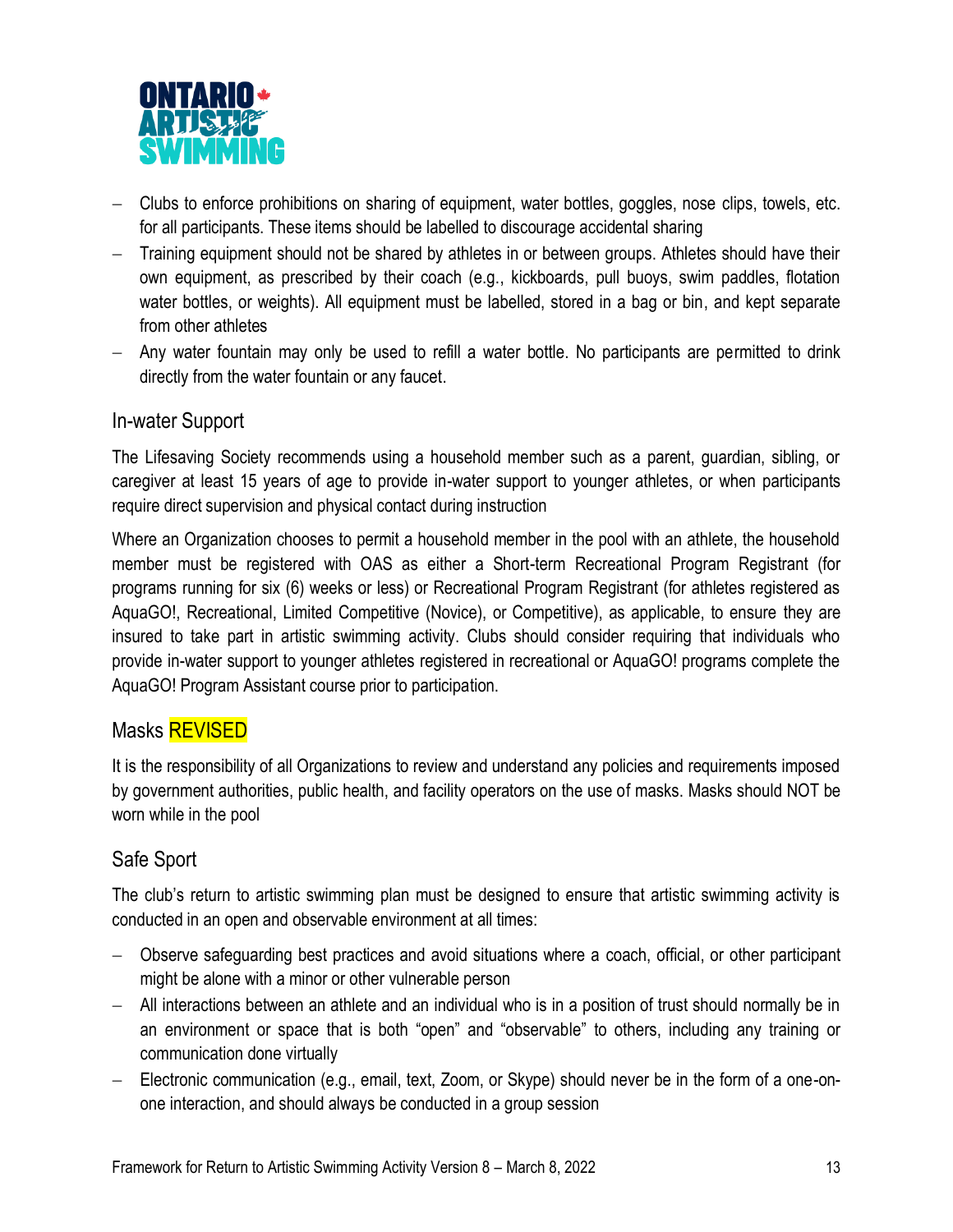- Clubs to enforce prohibitions on sharing of equipment, water bottles, goggles, nose clips, towels, etc. for all participants. These items should be labelled to discourage accidental sharing
- Training equipment should not be shared by athletes in or between groups. Athletes should have their own equipment, as prescribed by their coach (e.g., kickboards, pull buoys, swim paddles, flotation water bottles, or weights). All equipment must be labelled, stored in a bag or bin, and kept separate from other athletes
- Any water fountain may only be used to refill a water bottle. No participants are permitted to drink directly from the water fountain or any faucet.

## In-water Support

The Lifesaving Society recommends using a household member such as a parent, guardian, sibling, or caregiver at least 15 years of age to provide in-water support to younger athletes, or when participants require direct supervision and physical contact during instruction

Where an Organization chooses to permit a household member in the pool with an athlete, the household member must be registered with OAS as either a Short-term Recreational Program Registrant (for programs running for six (6) weeks or less) or Recreational Program Registrant (for athletes registered as AquaGO!, Recreational, Limited Competitive (Novice), or Competitive), as applicable, to ensure they are insured to take part in artistic swimming activity. Clubs should consider requiring that individuals who provide in-water support to younger athletes registered in recreational or AquaGO! programs complete the AquaGO! Program Assistant course prior to participation.

## Masks REVISED

It is the responsibility of all Organizations to review and understand any policies and requirements imposed by government authorities, public health, and facility operators on the use of masks. Masks should NOT be worn while in the pool

## Safe Sport

The club's return to artistic swimming plan must be designed to ensure that artistic swimming activity is conducted in an open and observable environment at all times:

- Observe safeguarding best practices and avoid situations where a coach, official, or other participant might be alone with a minor or other vulnerable person
- All interactions between an athlete and an individual who is in a position of trust should normally be in an environment or space that is both "open" and "observable" to others, including any training or communication done virtually
- Electronic communication (e.g., email, text, Zoom, or Skype) should never be in the form of a one-on-one interaction, and should always be conducted in a group session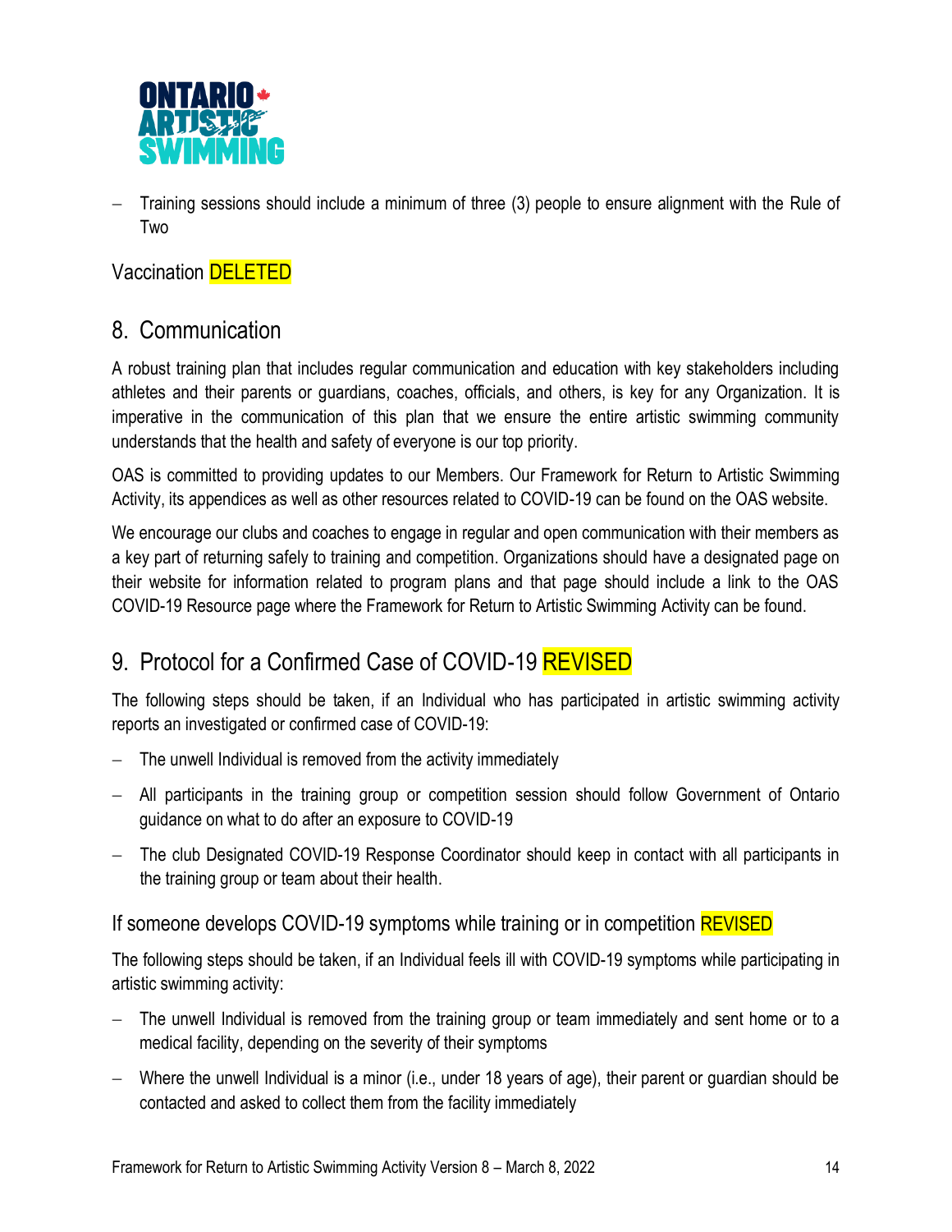- Training sessions should include a minimum of three (3) people to ensure alignment with the Rule of Two

### Vaccination DELETED

## 8. Communication

A robust training plan that includes regular communication and education with key stakeholders including athletes and their parents or guardians, coaches, officials, and others, is key for any Organization. It is imperative in the communication of this plan that we ensure the entire artistic swimming community understands that the health and safety of everyone is our top priority.

OAS is committed to providing updates to our Members. Our Framework for Return to Artistic Swimming Activity, its appendices as well as other resources related to COVID-19 can be found on the OAS website.

We encourage our clubs and coaches to engage in regular and open communication with their members as a key part of returning safely to training and competition. Organizations should have a designated page on their website for information related to program plans and that page should include a link to the OAS COVID-19 Resource page where the Framework for Return to Artistic Swimming Activity can be found.

## 9. Protocol for a Confirmed Case of COVID-19 REVISED

The following steps should be taken, if an Individual who has participated in artistic swimming activity reports an investigated or confirmed case of COVID-19:

- The unwell Individual is removed from the activity immediately
- All participants in the training group or competition session should follow Government of Ontario guidance on what to do after an exposure to COVID-19
- The club Designated COVID-19 Response Coordinator should keep in contact with all participants in the training group or team about their health.

### If someone develops COVID-19 symptoms while training or in competition REVISED

The following steps should be taken, if an Individual feels ill with COVID-19 symptoms while participating in artistic swimming activity:

- The unwell Individual is removed from the training group or team immediately and sent home or to a medical facility, depending on the severity of their symptoms
- Where the unwell Individual is a minor (i.e., under 18 years of age), their parent or guardian should be contacted and asked to collect them from the facility immediately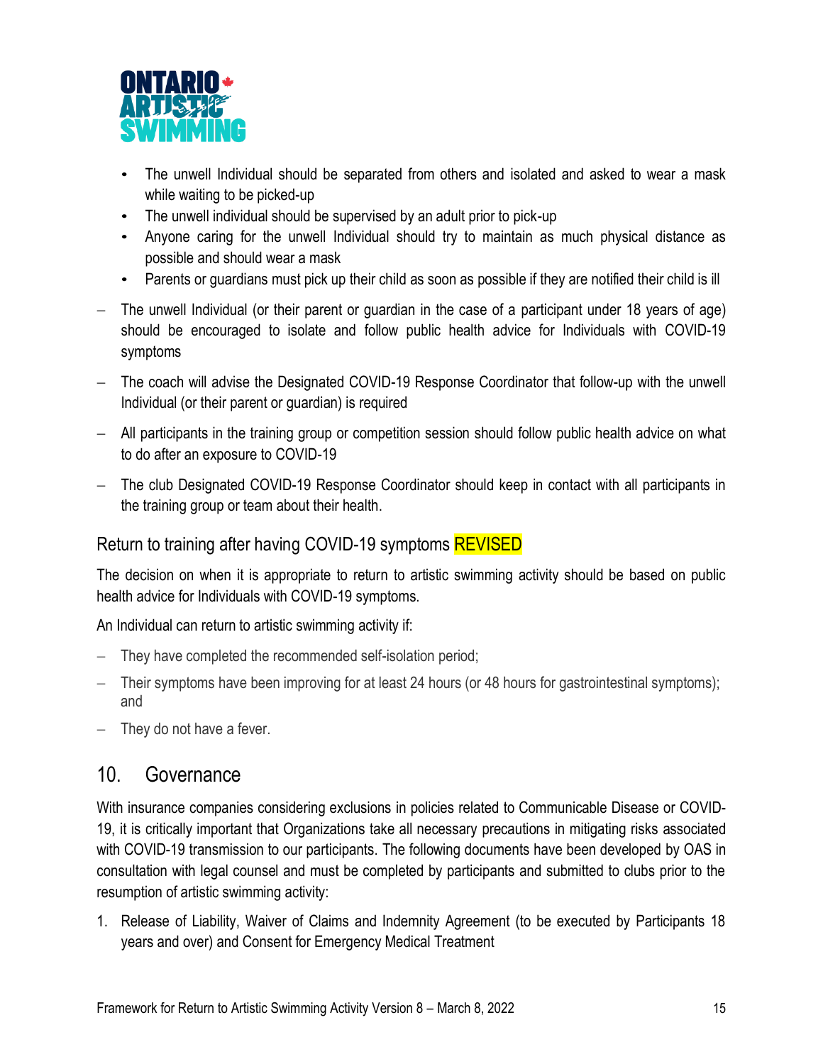- The unwell Individual should be separated from others and isolated and asked to wear a mask while waiting to be picked-up
  - The unwell individual should be supervised by an adult prior to pick-up
  - Anyone caring for the unwell Individual should try to maintain as much physical distance as possible and should wear a mask
  - Parents or guardians must pick up their child as soon as possible if they are notified their child is ill

- The unwell Individual (or their parent or guardian in the case of a participant under 18 years of age) should be encouraged to isolate and follow public health advice for Individuals with COVID-19 symptoms
- The coach will advise the Designated COVID-19 Response Coordinator that follow-up with the unwell Individual (or their parent or guardian) is required
- All participants in the training group or competition session should follow public health advice on what to do after an exposure to COVID-19
- The club Designated COVID-19 Response Coordinator should keep in contact with all participants in the training group or team about their health.

### Return to training after having COVID-19 symptoms REVISED

The decision on when it is appropriate to return to artistic swimming activity should be based on public health advice for Individuals with COVID-19 symptoms.

An Individual can return to artistic swimming activity if:

- They have completed the recommended self-isolation period;
- Their symptoms have been improving for at least 24 hours (or 48 hours for gastrointestinal symptoms); and
- They do not have a fever.

## 10. Governance

With insurance companies considering exclusions in policies related to Communicable Disease or COVID-19, it is critically important that Organizations take all necessary precautions in mitigating risks associated with COVID-19 transmission to our participants. The following documents have been developed by OAS in consultation with legal counsel and must be completed by participants and submitted to clubs prior to the resumption of artistic swimming activity:

1. Release of Liability, Waiver of Claims and Indemnity Agreement (to be executed by Participants 18 years and over) and Consent for Emergency Medical Treatment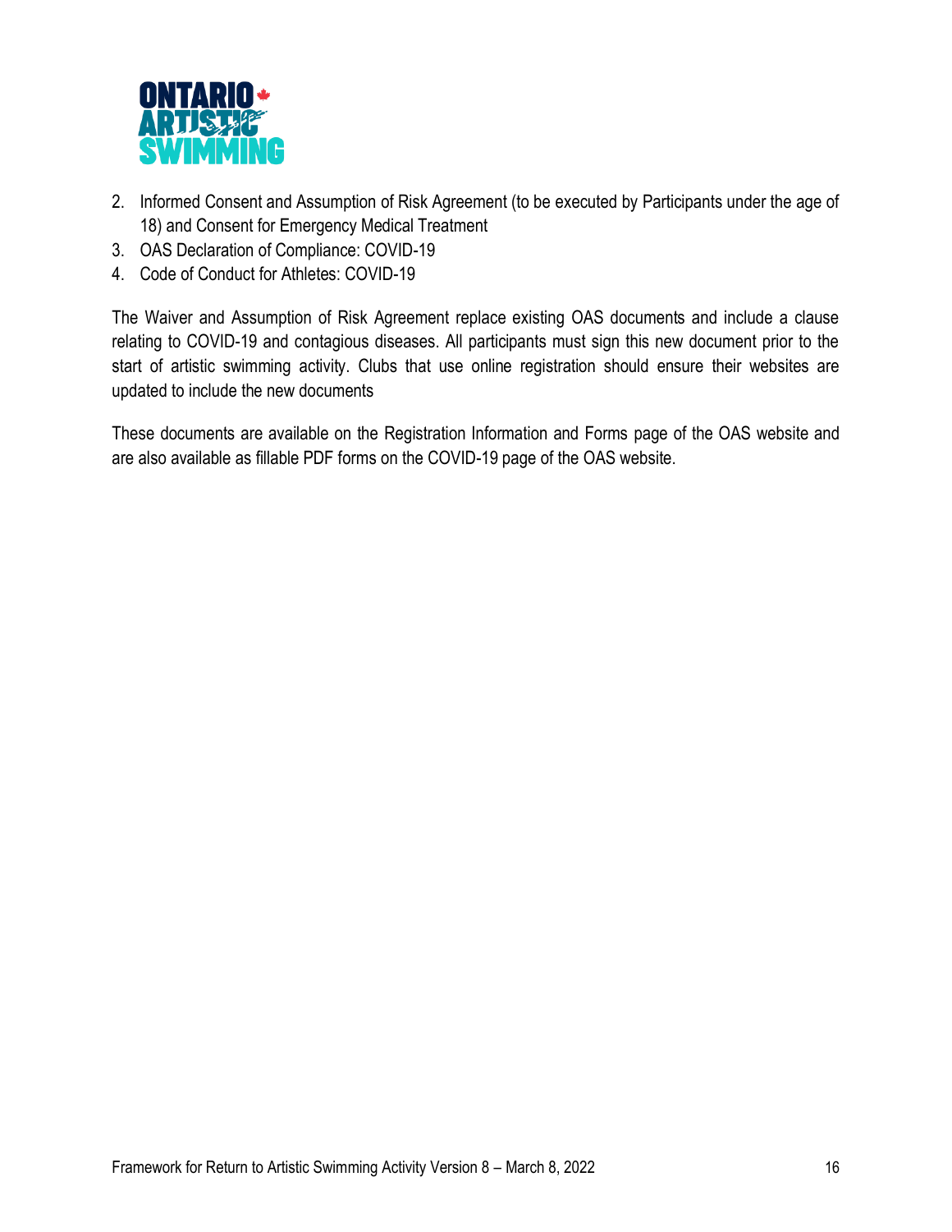2. Informed Consent and Assumption of Risk Agreement (to be executed by Participants under the age of 18) and Consent for Emergency Medical Treatment
3. OAS Declaration of Compliance: COVID-19
4. Code of Conduct for Athletes: COVID-19

The Waiver and Assumption of Risk Agreement replace existing OAS documents and include a clause relating to COVID-19 and contagious diseases. All participants must sign this new document prior to the start of artistic swimming activity. Clubs that use online registration should ensure their websites are updated to include the new documents

These documents are available on the Registration Information and Forms page of the OAS website and are also available as fillable PDF forms on the COVID-19 page of the OAS website.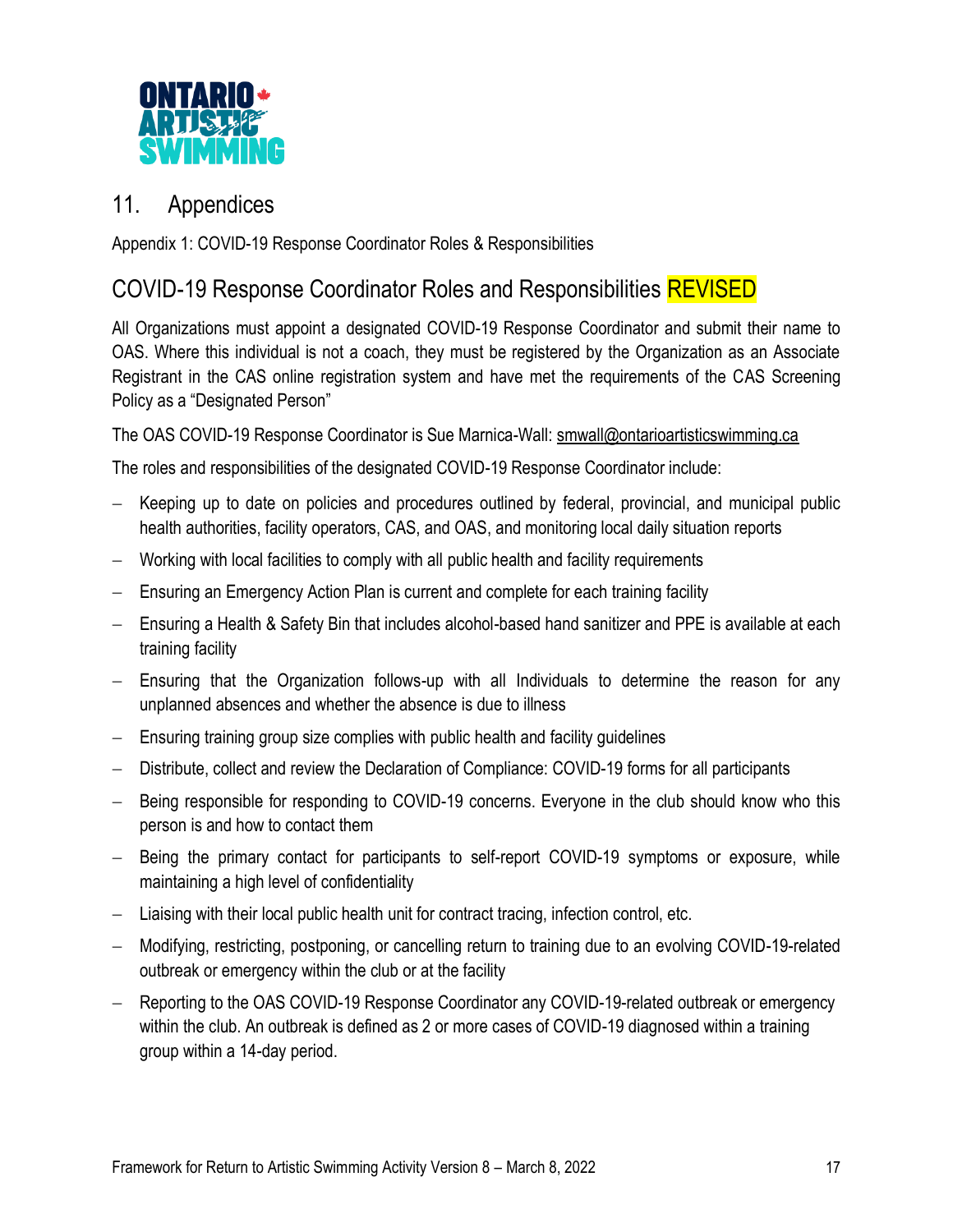## 11. Appendices

Appendix 1: COVID-19 Response Coordinator Roles & Responsibilities

## COVID-19 Response Coordinator Roles and Responsibilities REVISED

All Organizations must appoint a designated COVID-19 Response Coordinator and submit their name to OAS. Where this individual is not a coach, they must be registered by the Organization as an Associate Registrant in the CAS online registration system and have met the requirements of the CAS Screening Policy as a "Designated Person"

The OAS COVID-19 Response Coordinator is Sue Marnica-Wall: smwall@ontarioartisticswimming.ca

The roles and responsibilities of the designated COVID-19 Response Coordinator include:

- Keeping up to date on policies and procedures outlined by federal, provincial, and municipal public health authorities, facility operators, CAS, and OAS, and monitoring local daily situation reports
- Working with local facilities to comply with all public health and facility requirements
- Ensuring an Emergency Action Plan is current and complete for each training facility
- Ensuring a Health & Safety Bin that includes alcohol-based hand sanitizer and PPE is available at each training facility
- Ensuring that the Organization follows-up with all Individuals to determine the reason for any unplanned absences and whether the absence is due to illness
- Ensuring training group size complies with public health and facility guidelines
- Distribute, collect and review the Declaration of Compliance: COVID-19 forms for all participants
- Being responsible for responding to COVID-19 concerns. Everyone in the club should know who this person is and how to contact them
- Being the primary contact for participants to self-report COVID-19 symptoms or exposure, while maintaining a high level of confidentiality
- Liaising with their local public health unit for contract tracing, infection control, etc.
- Modifying, restricting, postponing, or cancelling return to training due to an evolving COVID-19-related outbreak or emergency within the club or at the facility
- Reporting to the OAS COVID-19 Response Coordinator any COVID-19-related outbreak or emergency within the club. An outbreak is defined as 2 or more cases of COVID-19 diagnosed within a training group within a 14-day period.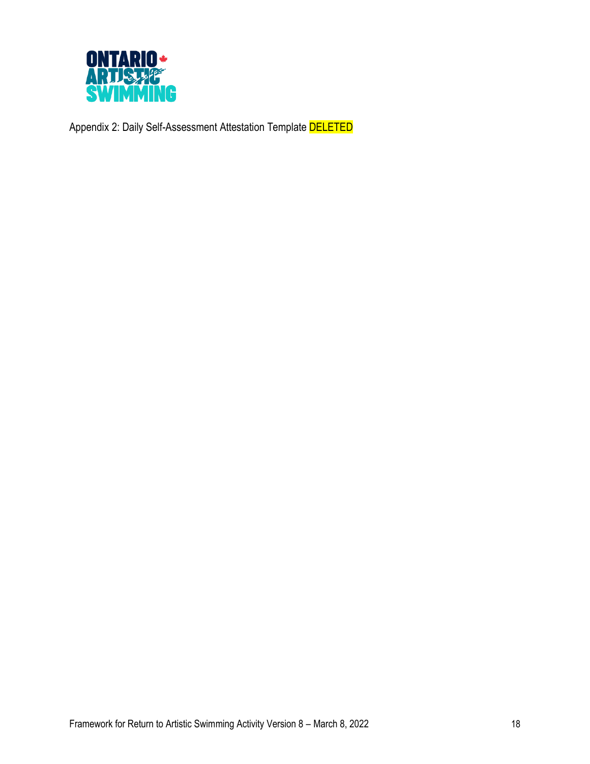Appendix 2: Daily Self-Assessment Attestation Template DELETED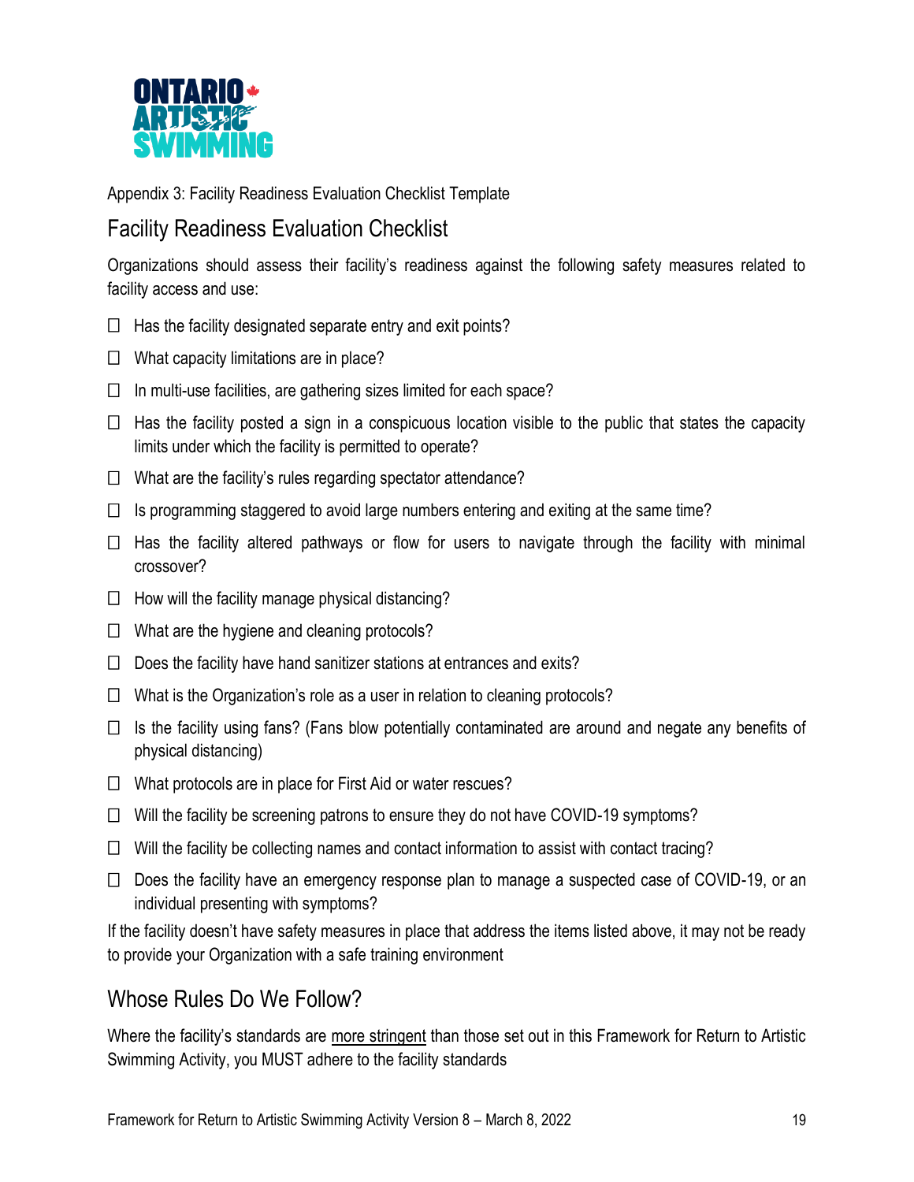Appendix 3: Facility Readiness Evaluation Checklist Template

## Facility Readiness Evaluation Checklist

Organizations should assess their facility's readiness against the following safety measures related to facility access and use:

- ☐ Has the facility designated separate entry and exit points?
- ☐ What capacity limitations are in place?
- ☐ In multi-use facilities, are gathering sizes limited for each space?
- ☐ Has the facility posted a sign in a conspicuous location visible to the public that states the capacity limits under which the facility is permitted to operate?
- ☐ What are the facility's rules regarding spectator attendance?
- ☐ Is programming staggered to avoid large numbers entering and exiting at the same time?
- ☐ Has the facility altered pathways or flow for users to navigate through the facility with minimal crossover?
- ☐ How will the facility manage physical distancing?
- ☐ What are the hygiene and cleaning protocols?
- ☐ Does the facility have hand sanitizer stations at entrances and exits?
- ☐ What is the Organization's role as a user in relation to cleaning protocols?
- ☐ Is the facility using fans? (Fans blow potentially contaminated are around and negate any benefits of physical distancing)
- ☐ What protocols are in place for First Aid or water rescues?
- ☐ Will the facility be screening patrons to ensure they do not have COVID-19 symptoms?
- ☐ Will the facility be collecting names and contact information to assist with contact tracing?
- ☐ Does the facility have an emergency response plan to manage a suspected case of COVID-19, or an individual presenting with symptoms?

If the facility doesn't have safety measures in place that address the items listed above, it may not be ready to provide your Organization with a safe training environment

## Whose Rules Do We Follow?

Where the facility's standards are <u>more stringent</u> than those set out in this Framework for Return to Artistic Swimming Activity, you MUST adhere to the facility standards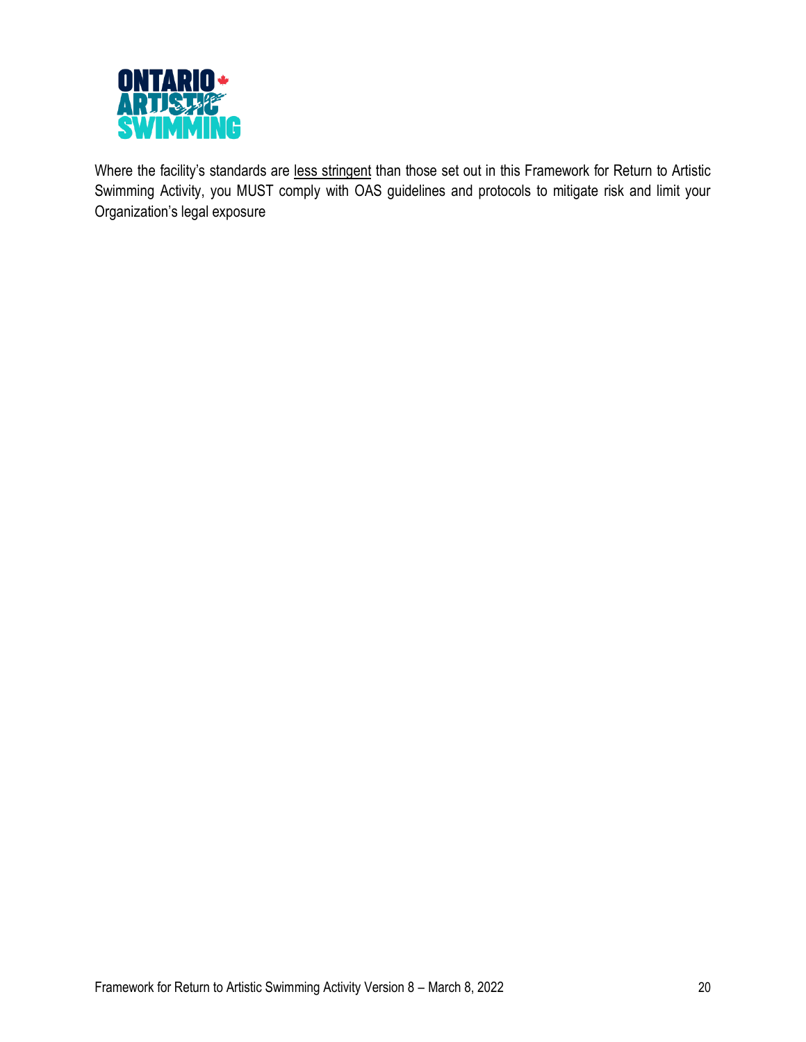Where the facility's standards are <u>less stringent</u> than those set out in this Framework for Return to Artistic Swimming Activity, you MUST comply with OAS guidelines and protocols to mitigate risk and limit your Organization's legal exposure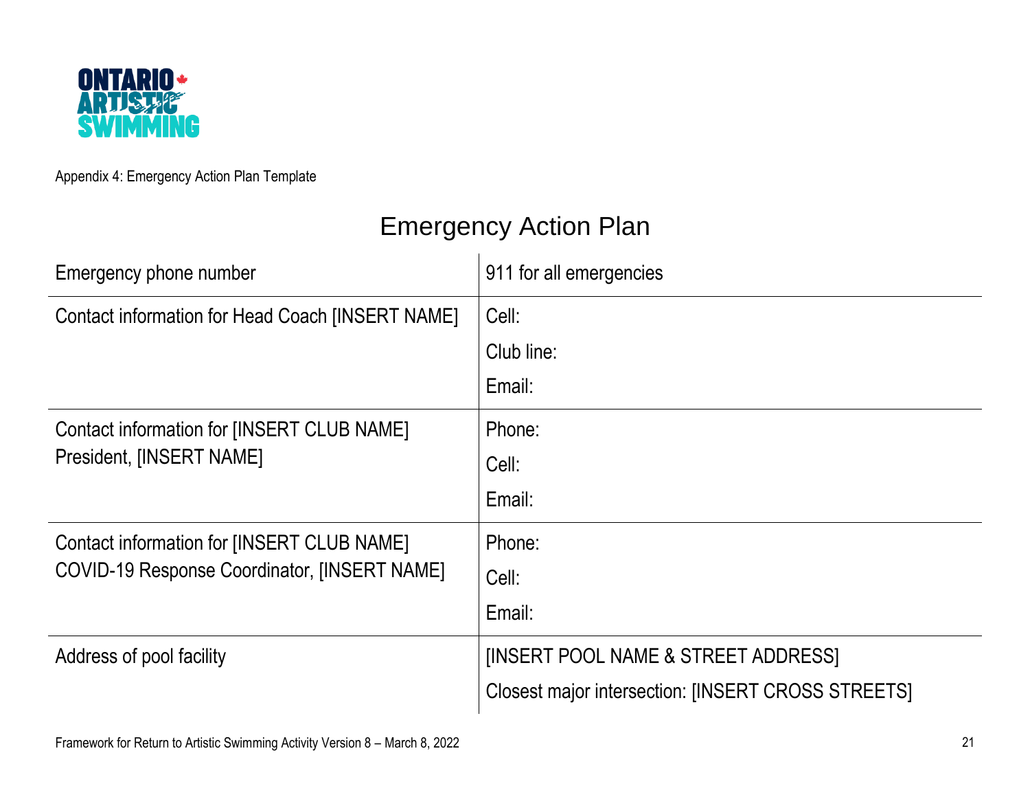Appendix 4: Emergency Action Plan Template

# Emergency Action Plan

| Emergency phone number | 911 for all emergencies |
|---|---|
| Contact information for Head Coach [INSERT NAME] | Cell:<br>Club line:<br>Email: |
| Contact information for [INSERT CLUB NAME] President, [INSERT NAME] | Phone:<br>Cell:<br>Email: |
| Contact information for [INSERT CLUB NAME] COVID-19 Response Coordinator, [INSERT NAME] | Phone:<br>Cell:<br>Email: |
| Address of pool facility | [INSERT POOL NAME & STREET ADDRESS]<br>Closest major intersection: [INSERT CROSS STREETS] |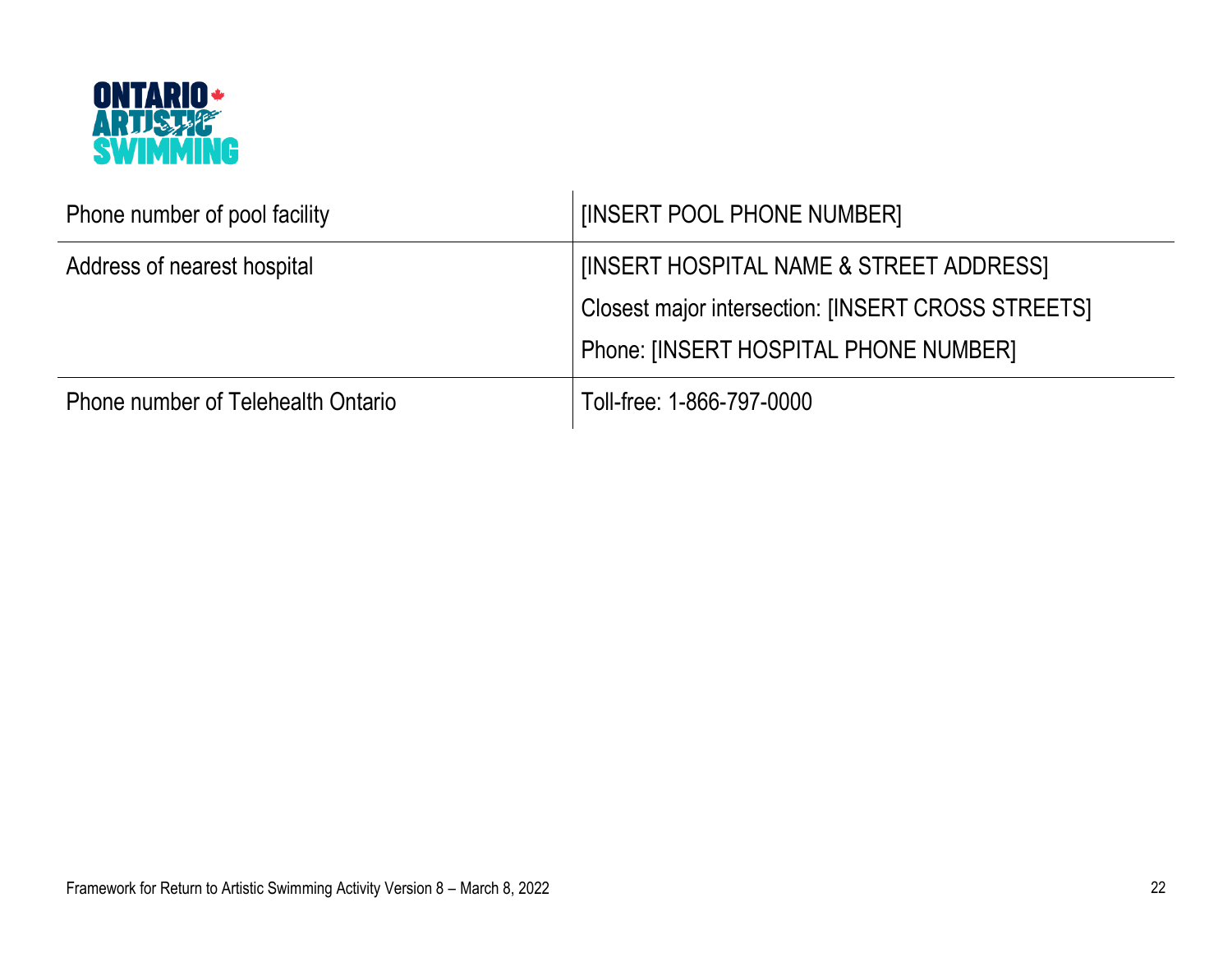| Phone number of pool facility | [INSERT POOL PHONE NUMBER] |
|---|---|
| Address of nearest hospital | [INSERT HOSPITAL NAME & STREET ADDRESS]<br>Closest major intersection: [INSERT CROSS STREETS]<br>Phone: [INSERT HOSPITAL PHONE NUMBER] |
| Phone number of Telehealth Ontario | Toll-free: 1-866-797-0000 |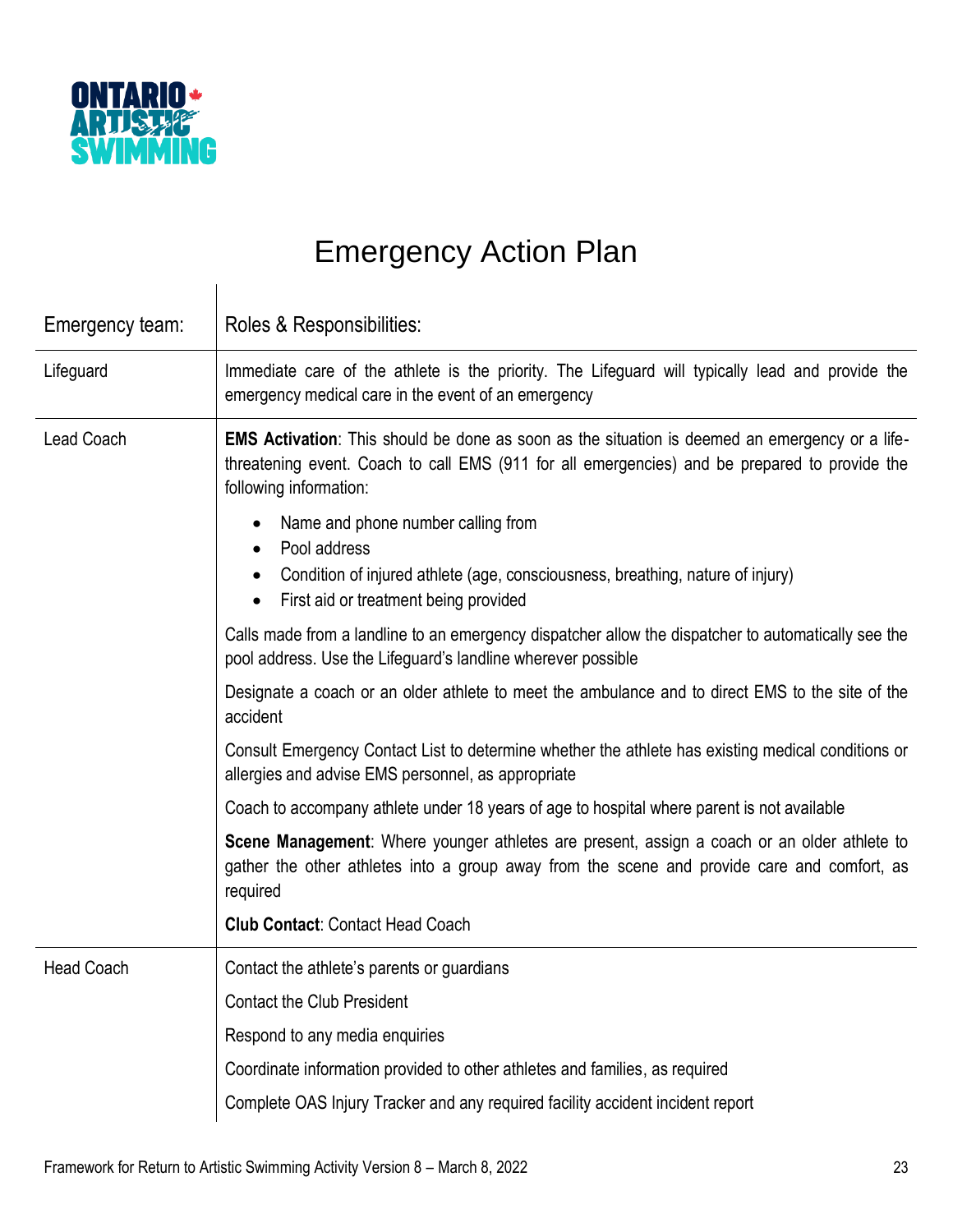# Emergency Action Plan

| Emergency team: | Roles & Responsibilities: |
|---|---|
| Lifeguard | Immediate care of the athlete is the priority. The Lifeguard will typically lead and provide the emergency medical care in the event of an emergency |
| Lead Coach | **EMS Activation**: This should be done as soon as the situation is deemed an emergency or a life-threatening event. Coach to call EMS (911 for all emergencies) and be prepared to provide the following information:<br>• Name and phone number calling from<br>• Pool address<br>• Condition of injured athlete (age, consciousness, breathing, nature of injury)<br>• First aid or treatment being provided<br><br>Calls made from a landline to an emergency dispatcher allow the dispatcher to automatically see the pool address. Use the Lifeguard's landline wherever possible<br><br>Designate a coach or an older athlete to meet the ambulance and to direct EMS to the site of the accident<br><br>Consult Emergency Contact List to determine whether the athlete has existing medical conditions or allergies and advise EMS personnel, as appropriate<br><br>Coach to accompany athlete under 18 years of age to hospital where parent is not available<br><br>**Scene Management**: Where younger athletes are present, assign a coach or an older athlete to gather the other athletes into a group away from the scene and provide care and comfort, as required<br><br>**Club Contact**: Contact Head Coach |
| Head Coach | Contact the athlete's parents or guardians<br><br>Contact the Club President<br><br>Respond to any media enquiries<br><br>Coordinate information provided to other athletes and families, as required<br><br>Complete OAS Injury Tracker and any required facility accident incident report |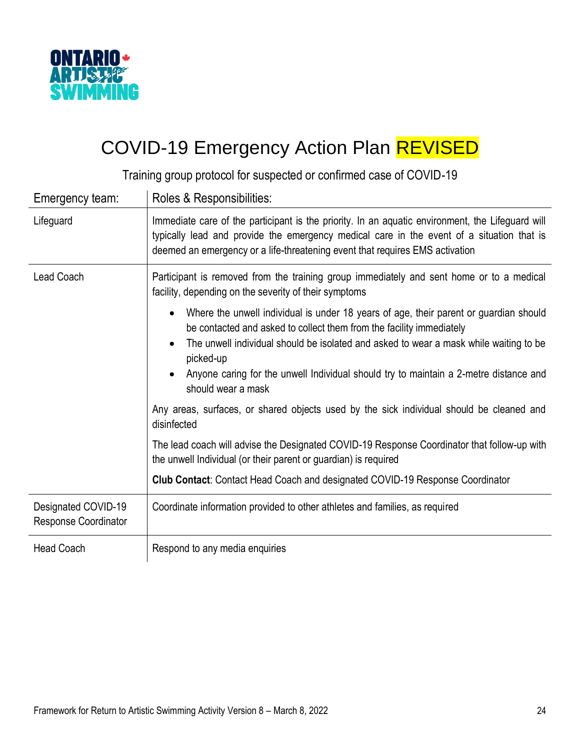# COVID-19 Emergency Action Plan REVISED

Training group protocol for suspected or confirmed case of COVID-19

| Emergency team: | Roles & Responsibilities: |
|---|---|
| Lifeguard | Immediate care of the participant is the priority. In an aquatic environment, the Lifeguard will typically lead and provide the emergency medical care in the event of a situation that is deemed an emergency or a life-threatening event that requires EMS activation |
| Lead Coach | Participant is removed from the training group immediately and sent home or to a medical facility, depending on the severity of their symptoms<br>• Where the unwell individual is under 18 years of age, their parent or guardian should be contacted and asked to collect them from the facility immediately<br>• The unwell individual should be isolated and asked to wear a mask while waiting to be picked-up<br>• Anyone caring for the unwell Individual should try to maintain a 2-metre distance and should wear a mask<br><br>Any areas, surfaces, or shared objects used by the sick individual should be cleaned and disinfected<br><br>The lead coach will advise the Designated COVID-19 Response Coordinator that follow-up with the unwell Individual (or their parent or guardian) is required<br><br>**Club Contact**: Contact Head Coach and designated COVID-19 Response Coordinator |
| Designated COVID-19 Response Coordinator | Coordinate information provided to other athletes and families, as required |
| Head Coach | Respond to any media enquiries |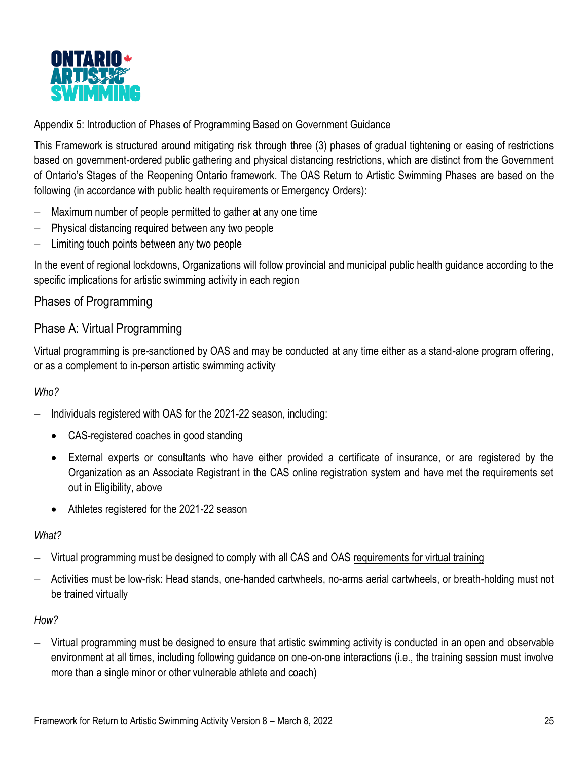Appendix 5: Introduction of Phases of Programming Based on Government Guidance

This Framework is structured around mitigating risk through three (3) phases of gradual tightening or easing of restrictions based on government-ordered public gathering and physical distancing restrictions, which are distinct from the Government of Ontario's Stages of the Reopening Ontario framework. The OAS Return to Artistic Swimming Phases are based on the following (in accordance with public health requirements or Emergency Orders):

- Maximum number of people permitted to gather at any one time
- Physical distancing required between any two people
- Limiting touch points between any two people

In the event of regional lockdowns, Organizations will follow provincial and municipal public health guidance according to the specific implications for artistic swimming activity in each region

## Phases of Programming

### Phase A: Virtual Programming

Virtual programming is pre-sanctioned by OAS and may be conducted at any time either as a stand-alone program offering, or as a complement to in-person artistic swimming activity

*Who?*

- Individuals registered with OAS for the 2021-22 season, including:
  - CAS-registered coaches in good standing
  - External experts or consultants who have either provided a certificate of insurance, or are registered by the Organization as an Associate Registrant in the CAS online registration system and have met the requirements set out in Eligibility, above
  - Athletes registered for the 2021-22 season

*What?*

- Virtual programming must be designed to comply with all CAS and OAS requirements for virtual training
- Activities must be low-risk: Head stands, one-handed cartwheels, no-arms aerial cartwheels, or breath-holding must not be trained virtually

*How?*

- Virtual programming must be designed to ensure that artistic swimming activity is conducted in an open and observable environment at all times, including following guidance on one-on-one interactions (i.e., the training session must involve more than a single minor or other vulnerable athlete and coach)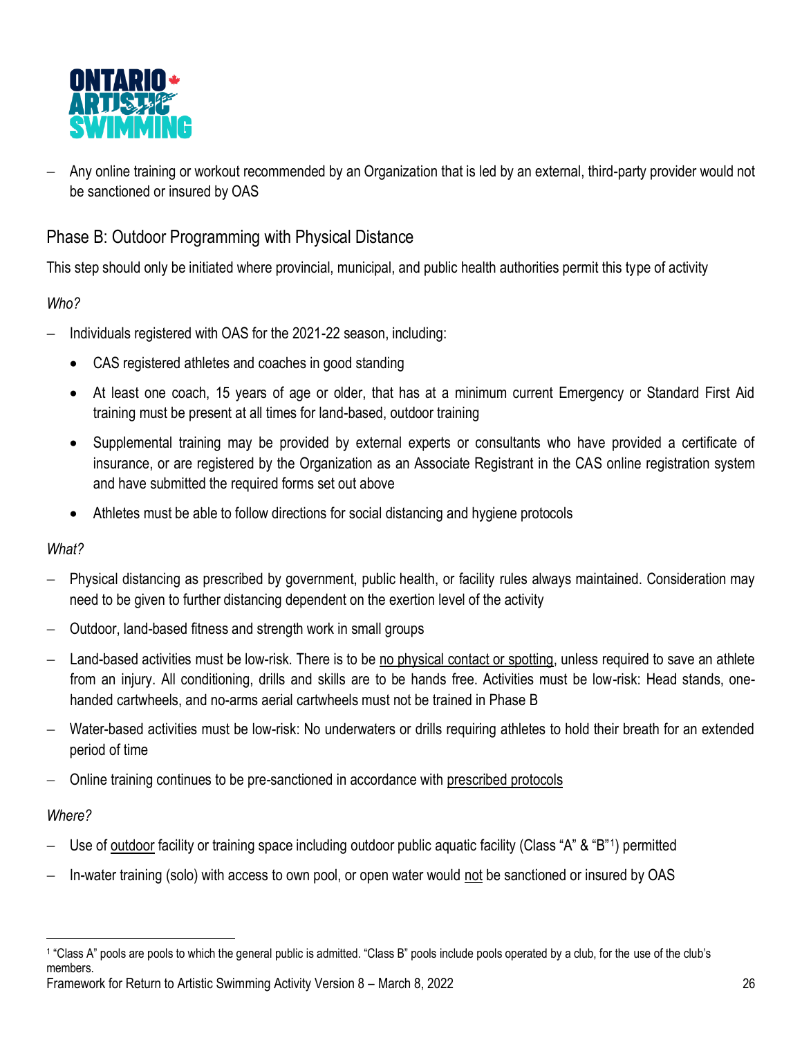- Any online training or workout recommended by an Organization that is led by an external, third-party provider would not be sanctioned or insured by OAS

## Phase B: Outdoor Programming with Physical Distance

This step should only be initiated where provincial, municipal, and public health authorities permit this type of activity

*Who?*

- Individuals registered with OAS for the 2021-22 season, including:
  - CAS registered athletes and coaches in good standing
  - At least one coach, 15 years of age or older, that has at a minimum current Emergency or Standard First Aid training must be present at all times for land-based, outdoor training
  - Supplemental training may be provided by external experts or consultants who have provided a certificate of insurance, or are registered by the Organization as an Associate Registrant in the CAS online registration system and have submitted the required forms set out above
  - Athletes must be able to follow directions for social distancing and hygiene protocols

*What?*

- Physical distancing as prescribed by government, public health, or facility rules always maintained. Consideration may need to be given to further distancing dependent on the exertion level of the activity
- Outdoor, land-based fitness and strength work in small groups
- Land-based activities must be low-risk. There is to be no physical contact or spotting, unless required to save an athlete from an injury. All conditioning, drills and skills are to be hands free. Activities must be low-risk: Head stands, one-handed cartwheels, and no-arms aerial cartwheels must not be trained in Phase B
- Water-based activities must be low-risk: No underwaters or drills requiring athletes to hold their breath for an extended period of time
- Online training continues to be pre-sanctioned in accordance with prescribed protocols

*Where?*

- Use of outdoor facility or training space including outdoor public aquatic facility (Class "A" & "B"[1]) permitted
- In-water training (solo) with access to own pool, or open water would not be sanctioned or insured by OAS

[1] "Class A" pools are pools to which the general public is admitted. "Class B" pools include pools operated by a club, for the use of the club's members.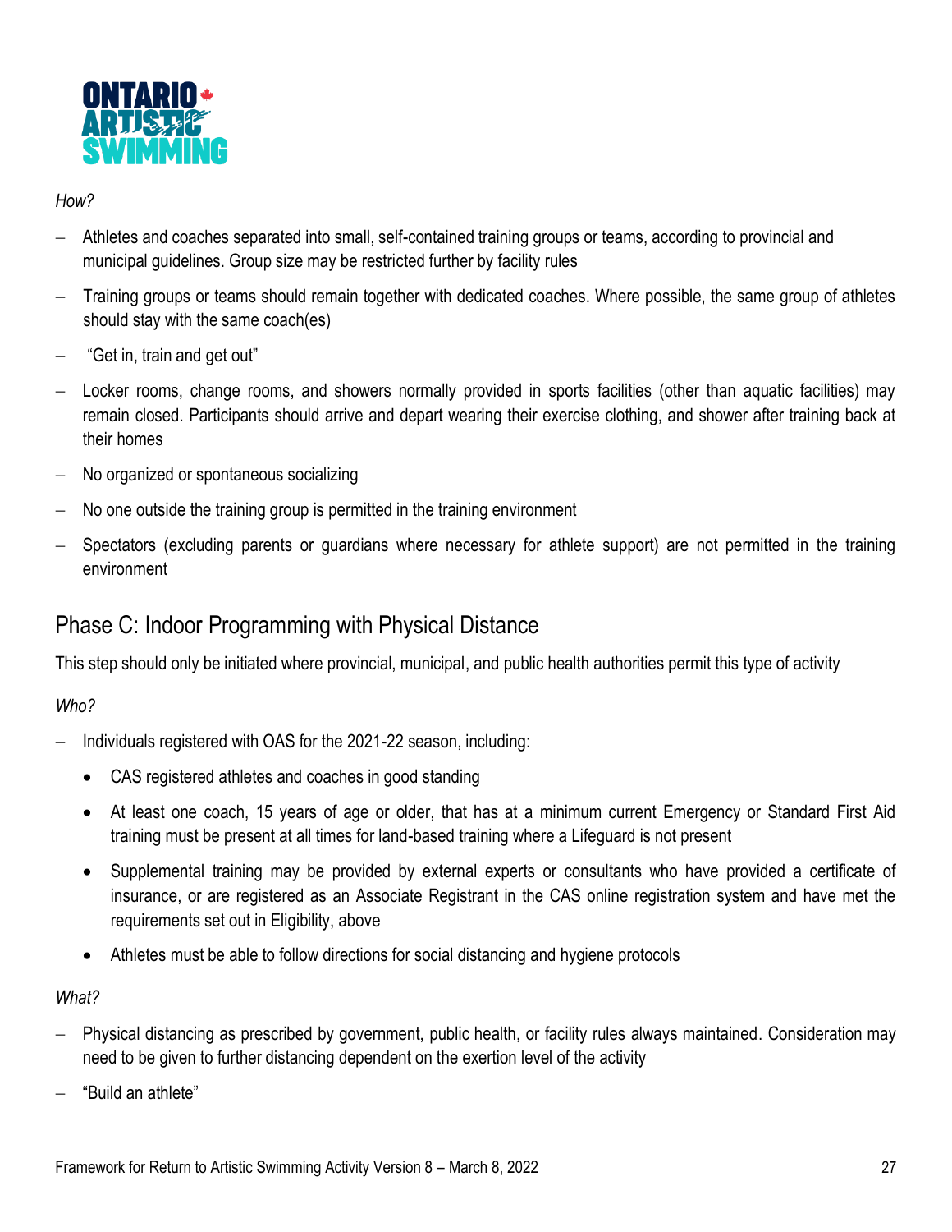*How?*

- Athletes and coaches separated into small, self-contained training groups or teams, according to provincial and municipal guidelines. Group size may be restricted further by facility rules
- Training groups or teams should remain together with dedicated coaches. Where possible, the same group of athletes should stay with the same coach(es)
- "Get in, train and get out"
- Locker rooms, change rooms, and showers normally provided in sports facilities (other than aquatic facilities) may remain closed. Participants should arrive and depart wearing their exercise clothing, and shower after training back at their homes
- No organized or spontaneous socializing
- No one outside the training group is permitted in the training environment
- Spectators (excluding parents or guardians where necessary for athlete support) are not permitted in the training environment

## Phase C: Indoor Programming with Physical Distance

This step should only be initiated where provincial, municipal, and public health authorities permit this type of activity

*Who?*

- Individuals registered with OAS for the 2021-22 season, including:
  - CAS registered athletes and coaches in good standing
  - At least one coach, 15 years of age or older, that has at a minimum current Emergency or Standard First Aid training must be present at all times for land-based training where a Lifeguard is not present
  - Supplemental training may be provided by external experts or consultants who have provided a certificate of insurance, or are registered as an Associate Registrant in the CAS online registration system and have met the requirements set out in Eligibility, above
  - Athletes must be able to follow directions for social distancing and hygiene protocols

*What?*

- Physical distancing as prescribed by government, public health, or facility rules always maintained. Consideration may need to be given to further distancing dependent on the exertion level of the activity
- "Build an athlete"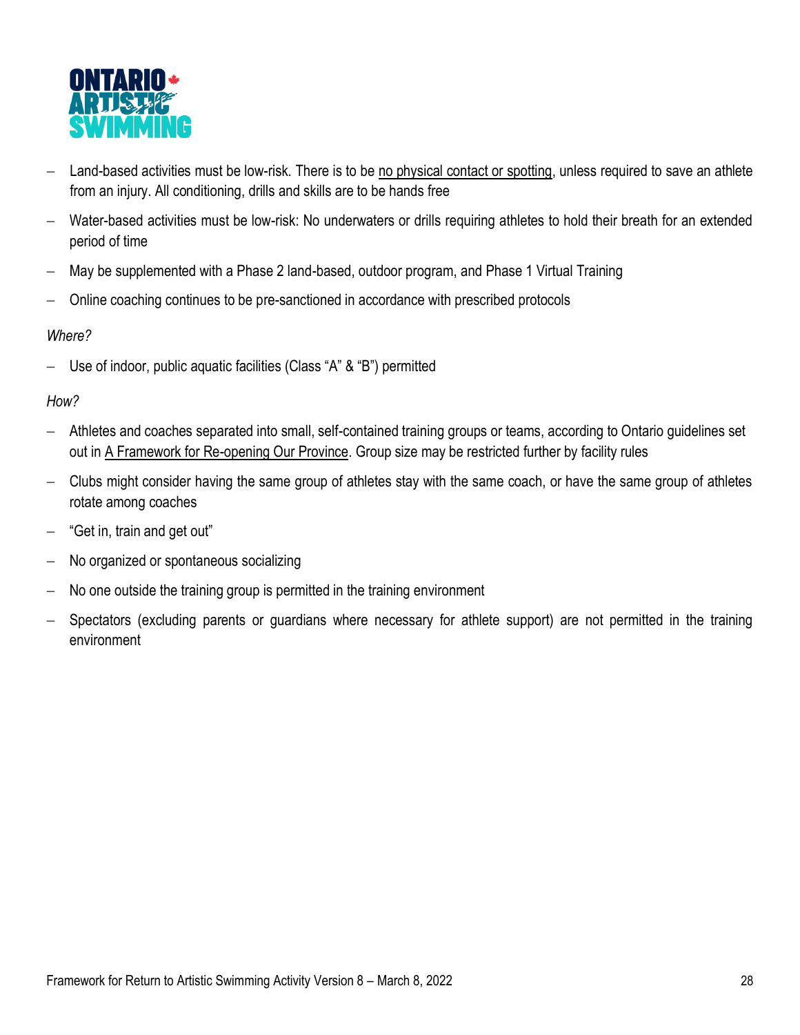- Land-based activities must be low-risk. There is to be no physical contact or spotting, unless required to save an athlete from an injury. All conditioning, drills and skills are to be hands free
- Water-based activities must be low-risk: No underwaters or drills requiring athletes to hold their breath for an extended period of time
- May be supplemented with a Phase 2 land-based, outdoor program, and Phase 1 Virtual Training
- Online coaching continues to be pre-sanctioned in accordance with prescribed protocols

*Where?*

- Use of indoor, public aquatic facilities (Class "A" & "B") permitted

*How?*

- Athletes and coaches separated into small, self-contained training groups or teams, according to Ontario guidelines set out in A Framework for Re-opening Our Province. Group size may be restricted further by facility rules
- Clubs might consider having the same group of athletes stay with the same coach, or have the same group of athletes rotate among coaches
- "Get in, train and get out"
- No organized or spontaneous socializing
- No one outside the training group is permitted in the training environment
- Spectators (excluding parents or guardians where necessary for athlete support) are not permitted in the training environment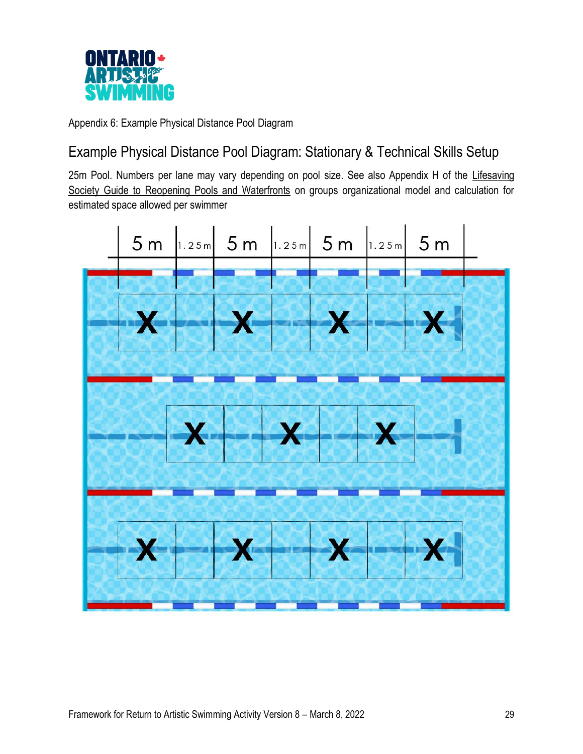Appendix 6: Example Physical Distance Pool Diagram

## Example Physical Distance Pool Diagram: Stationary & Technical Skills Setup

25m Pool. Numbers per lane may vary depending on pool size. See also Appendix H of the Lifesaving Society Guide to Reopening Pools and Waterfronts on groups organizational model and calculation for estimated space allowed per swimmer

5 m | 1.25 m | 5 m | 1.25 m | 5 m | 1.25 m | 5 m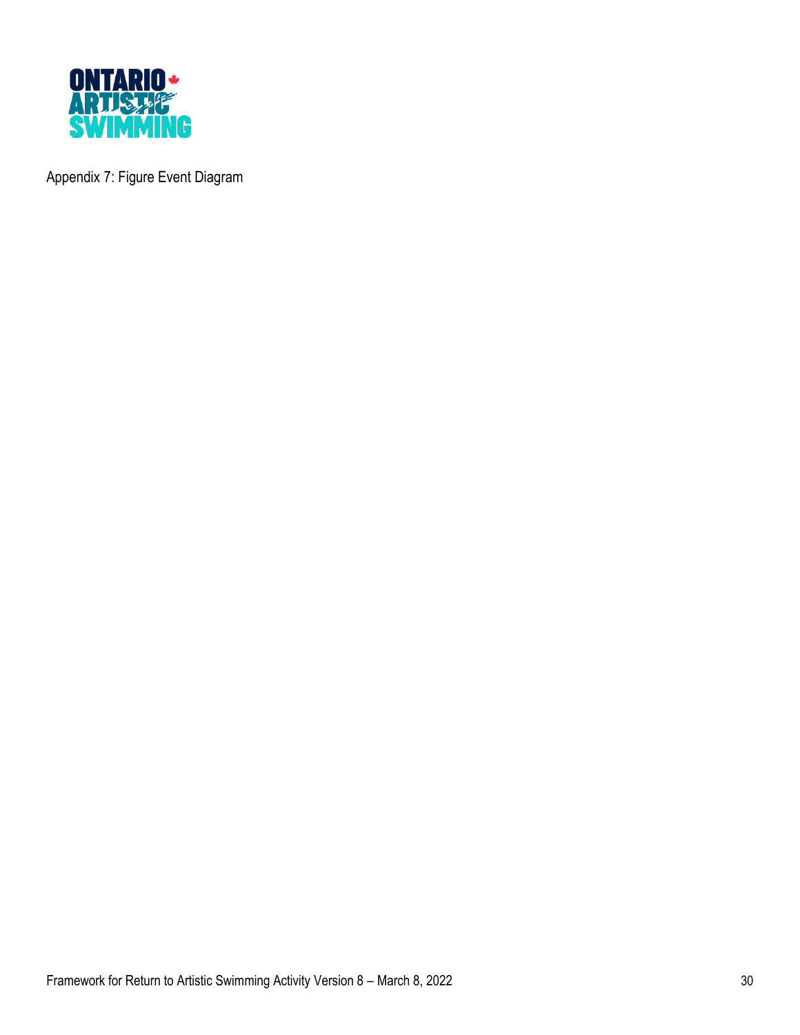Appendix 7: Figure Event Diagram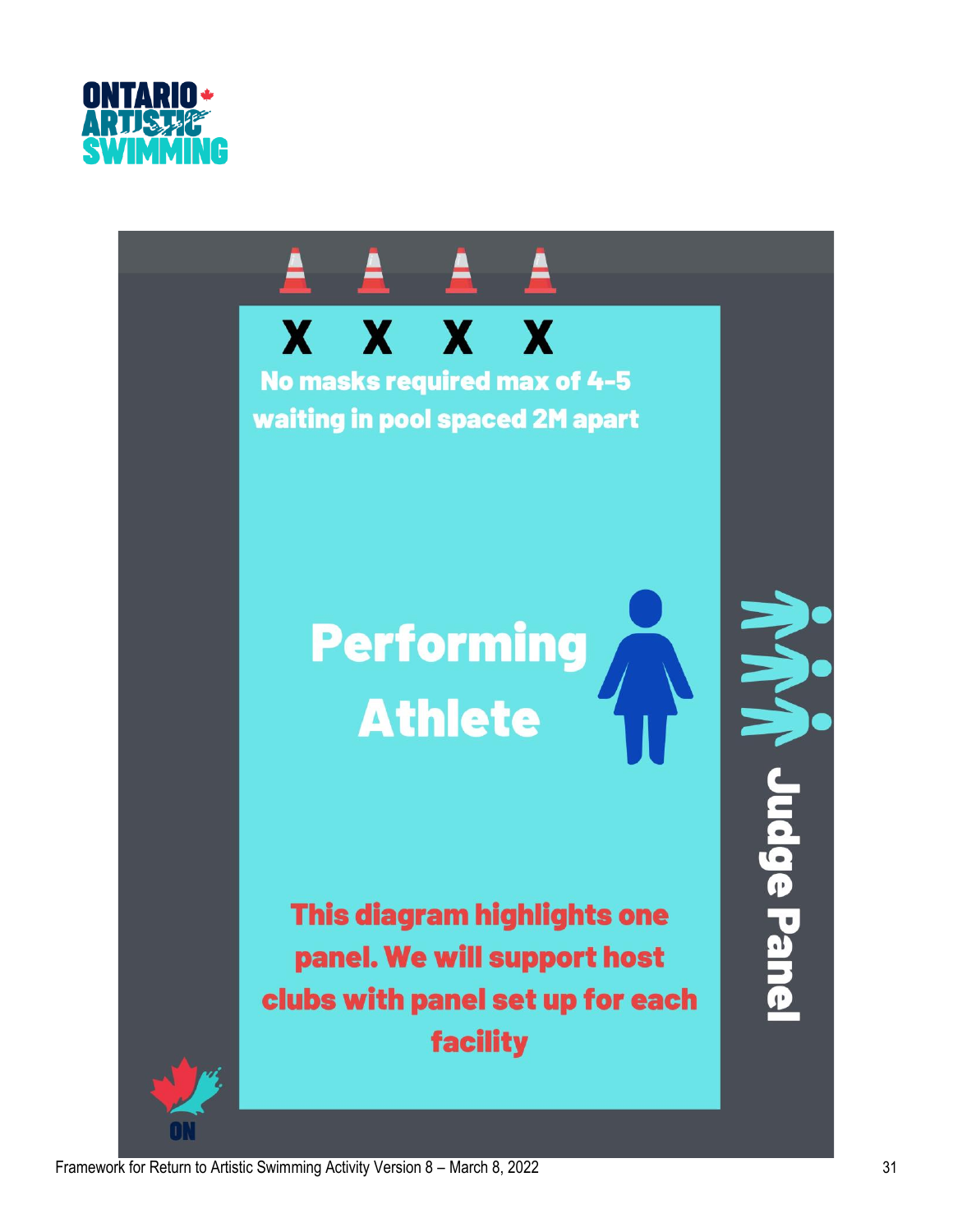X X X X

No masks required max of 4-5 waiting in pool spaced 2M apart

Performing Athlete

Judge Panel

This diagram highlights one panel. We will support host clubs with panel set up for each facility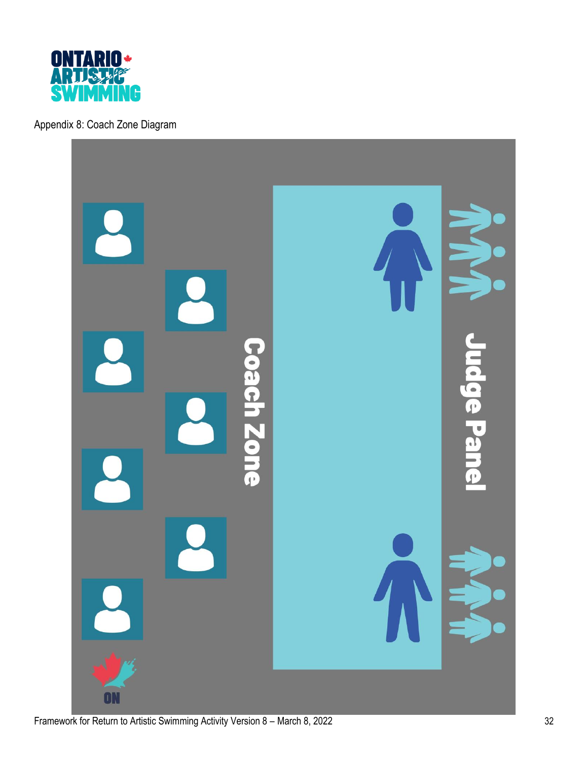Appendix 8: Coach Zone Diagram

Coach Zone

Judge Panel

ON